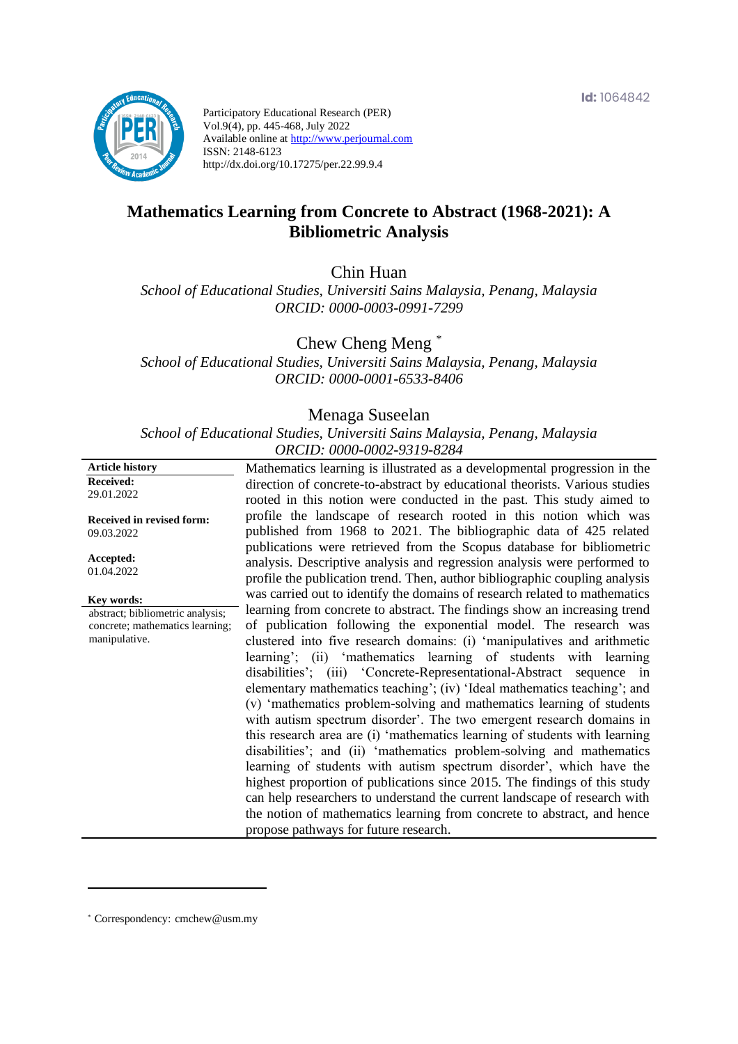Id: 1064842

Participatory Educational Research (PER)
Vol.9(4), pp. 445-468, July 2022
Available online at http://www.perjournal.com
ISSN: 2148-6123
http://dx.doi.org/10.17275/per.22.99.9.4

# Mathematics Learning from Concrete to Abstract (1968-2021): A Bibliometric Analysis

Chin Huan
*School of Educational Studies, Universiti Sains Malaysia, Penang, Malaysia*
*ORCID: 0000-0003-0991-7299*

Chew Cheng Meng [*]
*School of Educational Studies, Universiti Sains Malaysia, Penang, Malaysia*
*ORCID: 0000-0001-6533-8406*

Menaga Suseelan
*School of Educational Studies, Universiti Sains Malaysia, Penang, Malaysia*
*ORCID: 0000-0002-9319-8284*

**Article history**
**Received:**
29.01.2022

**Received in revised form:**
09.03.2022

**Accepted:**
01.04.2022

**Key words:**
abstract; bibliometric analysis; concrete; mathematics learning; manipulative.

Mathematics learning is illustrated as a developmental progression in the direction of concrete-to-abstract by educational theorists. Various studies rooted in this notion were conducted in the past. This study aimed to profile the landscape of research rooted in this notion which was published from 1968 to 2021. The bibliographic data of 425 related publications were retrieved from the Scopus database for bibliometric analysis. Descriptive analysis and regression analysis were performed to profile the publication trend. Then, author bibliographic coupling analysis was carried out to identify the domains of research related to mathematics learning from concrete to abstract. The findings show an increasing trend of publication following the exponential model. The research was clustered into five research domains: (i) 'manipulatives and arithmetic learning'; (ii) 'mathematics learning of students with learning disabilities'; (iii) 'Concrete-Representational-Abstract sequence in elementary mathematics teaching'; (iv) 'Ideal mathematics teaching'; and (v) 'mathematics problem-solving and mathematics learning of students with autism spectrum disorder'. The two emergent research domains in this research area are (i) 'mathematics learning of students with learning disabilities'; and (ii) 'mathematics problem-solving and mathematics learning of students with autism spectrum disorder', which have the highest proportion of publications since 2015. The findings of this study can help researchers to understand the current landscape of research with the notion of mathematics learning from concrete to abstract, and hence propose pathways for future research.

[*] Correspondency: cmchew@usm.my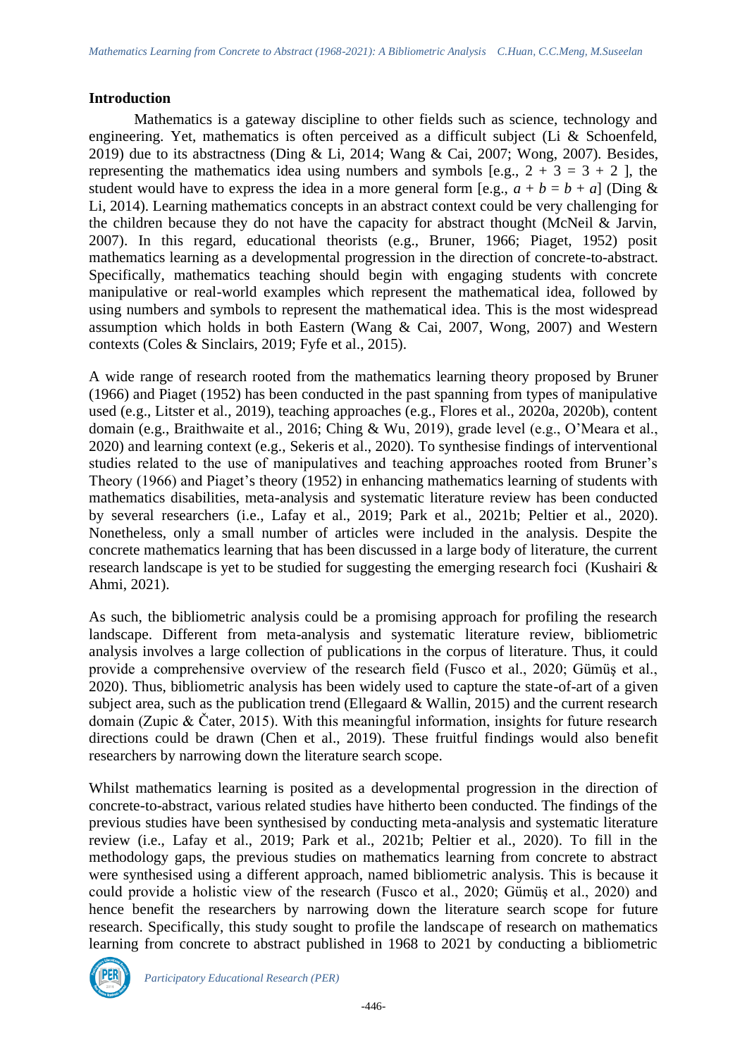## Introduction

Mathematics is a gateway discipline to other fields such as science, technology and engineering. Yet, mathematics is often perceived as a difficult subject (Li & Schoenfeld, 2019) due to its abstractness (Ding & Li, 2014; Wang & Cai, 2007; Wong, 2007). Besides, representing the mathematics idea using numbers and symbols [e.g., $2 + 3 = 3 + 2$ ], the student would have to express the idea in a more general form [e.g., $a + b = b + a$] (Ding & Li, 2014). Learning mathematics concepts in an abstract context could be very challenging for the children because they do not have the capacity for abstract thought (McNeil & Jarvin, 2007). In this regard, educational theorists (e.g., Bruner, 1966; Piaget, 1952) posit mathematics learning as a developmental progression in the direction of concrete-to-abstract. Specifically, mathematics teaching should begin with engaging students with concrete manipulative or real-world examples which represent the mathematical idea, followed by using numbers and symbols to represent the mathematical idea. This is the most widespread assumption which holds in both Eastern (Wang & Cai, 2007, Wong, 2007) and Western contexts (Coles & Sinclairs, 2019; Fyfe et al., 2015).

A wide range of research rooted from the mathematics learning theory proposed by Bruner (1966) and Piaget (1952) has been conducted in the past spanning from types of manipulative used (e.g., Litster et al., 2019), teaching approaches (e.g., Flores et al., 2020a, 2020b), content domain (e.g., Braithwaite et al., 2016; Ching & Wu, 2019), grade level (e.g., O'Meara et al., 2020) and learning context (e.g., Sekeris et al., 2020). To synthesise findings of interventional studies related to the use of manipulatives and teaching approaches rooted from Bruner's Theory (1966) and Piaget's theory (1952) in enhancing mathematics learning of students with mathematics disabilities, meta-analysis and systematic literature review has been conducted by several researchers (i.e., Lafay et al., 2019; Park et al., 2021b; Peltier et al., 2020). Nonetheless, only a small number of articles were included in the analysis. Despite the concrete mathematics learning that has been discussed in a large body of literature, the current research landscape is yet to be studied for suggesting the emerging research foci (Kushairi & Ahmi, 2021).

As such, the bibliometric analysis could be a promising approach for profiling the research landscape. Different from meta-analysis and systematic literature review, bibliometric analysis involves a large collection of publications in the corpus of literature. Thus, it could provide a comprehensive overview of the research field (Fusco et al., 2020; Gümüş et al., 2020). Thus, bibliometric analysis has been widely used to capture the state-of-art of a given subject area, such as the publication trend (Ellegaard & Wallin, 2015) and the current research domain (Zupic & Čater, 2015). With this meaningful information, insights for future research directions could be drawn (Chen et al., 2019). These fruitful findings would also benefit researchers by narrowing down the literature search scope.

Whilst mathematics learning is posited as a developmental progression in the direction of concrete-to-abstract, various related studies have hitherto been conducted. The findings of the previous studies have been synthesised by conducting meta-analysis and systematic literature review (i.e., Lafay et al., 2019; Park et al., 2021b; Peltier et al., 2020). To fill in the methodology gaps, the previous studies on mathematics learning from concrete to abstract were synthesised using a different approach, named bibliometric analysis. This is because it could provide a holistic view of the research (Fusco et al., 2020; Gümüş et al., 2020) and hence benefit the researchers by narrowing down the literature search scope for future research. Specifically, this study sought to profile the landscape of research on mathematics learning from concrete to abstract published in 1968 to 2021 by conducting a bibliometric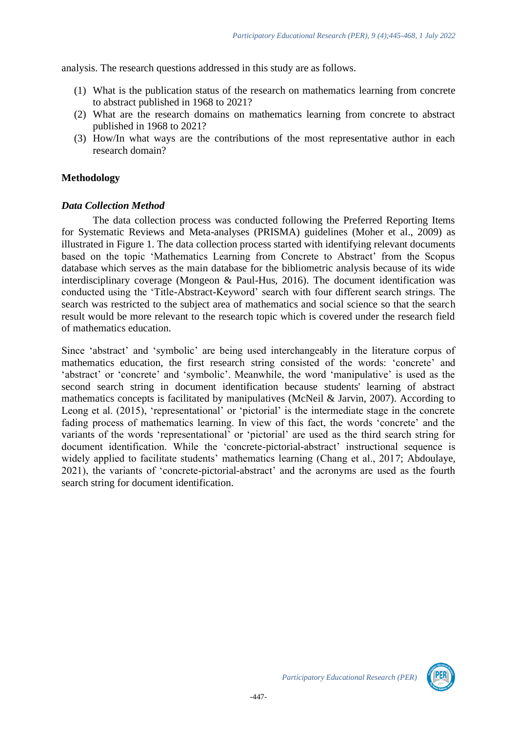analysis. The research questions addressed in this study are as follows.

(1) What is the publication status of the research on mathematics learning from concrete to abstract published in 1968 to 2021?
(2) What are the research domains on mathematics learning from concrete to abstract published in 1968 to 2021?
(3) How/In what ways are the contributions of the most representative author in each research domain?

## Methodology

### *Data Collection Method*

The data collection process was conducted following the Preferred Reporting Items for Systematic Reviews and Meta-analyses (PRISMA) guidelines (Moher et al., 2009) as illustrated in Figure 1. The data collection process started with identifying relevant documents based on the topic 'Mathematics Learning from Concrete to Abstract' from the Scopus database which serves as the main database for the bibliometric analysis because of its wide interdisciplinary coverage (Mongeon & Paul-Hus, 2016). The document identification was conducted using the 'Title-Abstract-Keyword' search with four different search strings. The search was restricted to the subject area of mathematics and social science so that the search result would be more relevant to the research topic which is covered under the research field of mathematics education.

Since 'abstract' and 'symbolic' are being used interchangeably in the literature corpus of mathematics education, the first research string consisted of the words: 'concrete' and 'abstract' or 'concrete' and 'symbolic'. Meanwhile, the word 'manipulative' is used as the second search string in document identification because students' learning of abstract mathematics concepts is facilitated by manipulatives (McNeil & Jarvin, 2007). According to Leong et al. (2015), 'representational' or 'pictorial' is the intermediate stage in the concrete fading process of mathematics learning. In view of this fact, the words 'concrete' and the variants of the words 'representational' or 'pictorial' are used as the third search string for document identification. While the 'concrete-pictorial-abstract' instructional sequence is widely applied to facilitate students' mathematics learning (Chang et al., 2017; Abdoulaye, 2021), the variants of 'concrete-pictorial-abstract' and the acronyms are used as the fourth search string for document identification.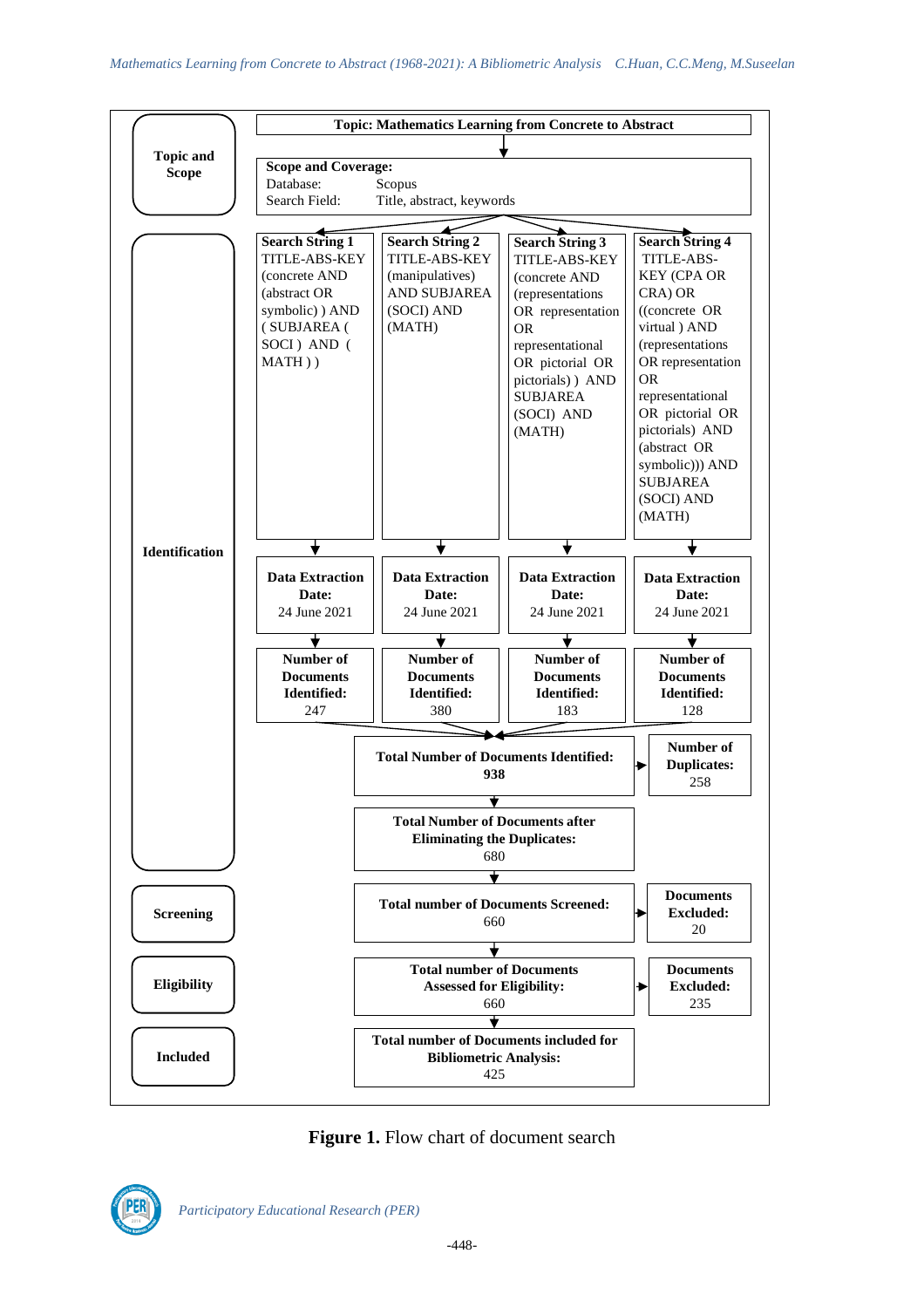**Topic and Scope**

**Topic: Mathematics Learning from Concrete to Abstract**

**Scope and Coverage:**
Database: Scopus
Search Field: Title, abstract, keywords

**Identification**

| **Search String 1** | **Search String 2** | **Search String 3** | **Search String 4** |
|---|---|---|---|
| TITLE-ABS-KEY (concrete AND (abstract OR symbolic) ) AND ( SUBJAREA ( SOCI ) AND ( MATH ) ) | TITLE-ABS-KEY (manipulatives) AND SUBJAREA (SOCI) AND (MATH) | TITLE-ABS-KEY (concrete AND (representations OR representation OR representational OR pictorial OR pictorials) ) AND SUBJAREA (SOCI) AND (MATH) | TITLE-ABS-KEY (CPA OR CRA) OR ((concrete OR virtual ) AND (representations OR representation OR representational OR pictorial OR pictorials) AND (abstract OR symbolic))) AND SUBJAREA (SOCI) AND (MATH) |
| **Data Extraction Date:** 24 June 2021 | **Data Extraction Date:** 24 June 2021 | **Data Extraction Date:** 24 June 2021 | **Data Extraction Date:** 24 June 2021 |
| **Number of Documents Identified:** 247 | **Number of Documents Identified:** 380 | **Number of Documents Identified:** 183 | **Number of Documents Identified:** 128 |

**Total Number of Documents Identified:** **938** → **Number of Duplicates:** 258

**Total Number of Documents after Eliminating the Duplicates:** 680

**Screening**

**Total number of Documents Screened:** 660 → **Documents Excluded:** 20

**Eligibility**

**Total number of Documents Assessed for Eligibility:** 660 → **Documents Excluded:** 235

**Included**

**Total number of Documents included for Bibliometric Analysis:** 425

**Figure 1.** Flow chart of document search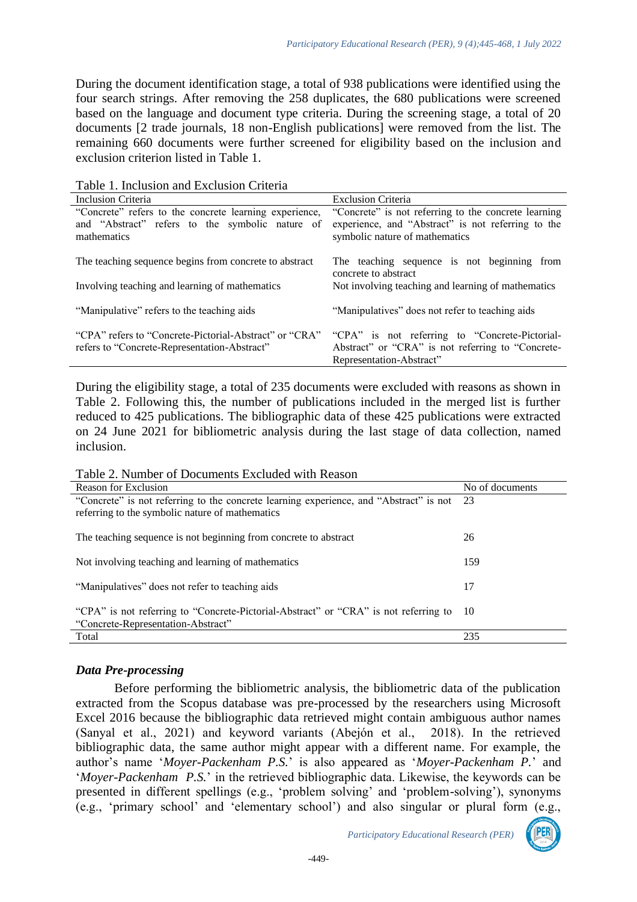During the document identification stage, a total of 938 publications were identified using the four search strings. After removing the 258 duplicates, the 680 publications were screened based on the language and document type criteria. During the screening stage, a total of 20 documents [2 trade journals, 18 non-English publications] were removed from the list. The remaining 660 documents were further screened for eligibility based on the inclusion and exclusion criterion listed in Table 1.

Table 1. Inclusion and Exclusion Criteria

| Inclusion Criteria | Exclusion Criteria |
|---|---|
| "Concrete" refers to the concrete learning experience, and "Abstract" refers to the symbolic nature of mathematics | "Concrete" is not referring to the concrete learning experience, and "Abstract" is not referring to the symbolic nature of mathematics |
| The teaching sequence begins from concrete to abstract | The teaching sequence is not beginning from concrete to abstract |
| Involving teaching and learning of mathematics | Not involving teaching and learning of mathematics |
| "Manipulative" refers to the teaching aids | "Manipulatives" does not refer to teaching aids |
| "CPA" refers to "Concrete-Pictorial-Abstract" or "CRA" refers to "Concrete-Representation-Abstract" | "CPA" is not referring to "Concrete-Pictorial-Abstract" or "CRA" is not referring to "Concrete-Representation-Abstract" |

During the eligibility stage, a total of 235 documents were excluded with reasons as shown in Table 2. Following this, the number of publications included in the merged list is further reduced to 425 publications. The bibliographic data of these 425 publications were extracted on 24 June 2021 for bibliometric analysis during the last stage of data collection, named inclusion.

Table 2. Number of Documents Excluded with Reason

| Reason for Exclusion | No of documents |
|---|---|
| "Concrete" is not referring to the concrete learning experience, and "Abstract" is not referring to the symbolic nature of mathematics | 23 |
| The teaching sequence is not beginning from concrete to abstract | 26 |
| Not involving teaching and learning of mathematics | 159 |
| "Manipulatives" does not refer to teaching aids | 17 |
| "CPA" is not referring to "Concrete-Pictorial-Abstract" or "CRA" is not referring to "Concrete-Representation-Abstract" | 10 |
| Total | 235 |

### *Data Pre-processing*

Before performing the bibliometric analysis, the bibliometric data of the publication extracted from the Scopus database was pre-processed by the researchers using Microsoft Excel 2016 because the bibliographic data retrieved might contain ambiguous author names (Sanyal et al., 2021) and keyword variants (Abejón et al., 2018). In the retrieved bibliographic data, the same author might appear with a different name. For example, the author's name '*Moyer-Packenham P.S.*' is also appeared as '*Moyer-Packenham P.*' and '*Moyer-Packenham P.S.*' in the retrieved bibliographic data. Likewise, the keywords can be presented in different spellings (e.g., 'problem solving' and 'problem-solving'), synonyms (e.g., 'primary school' and 'elementary school') and also singular or plural form (e.g.,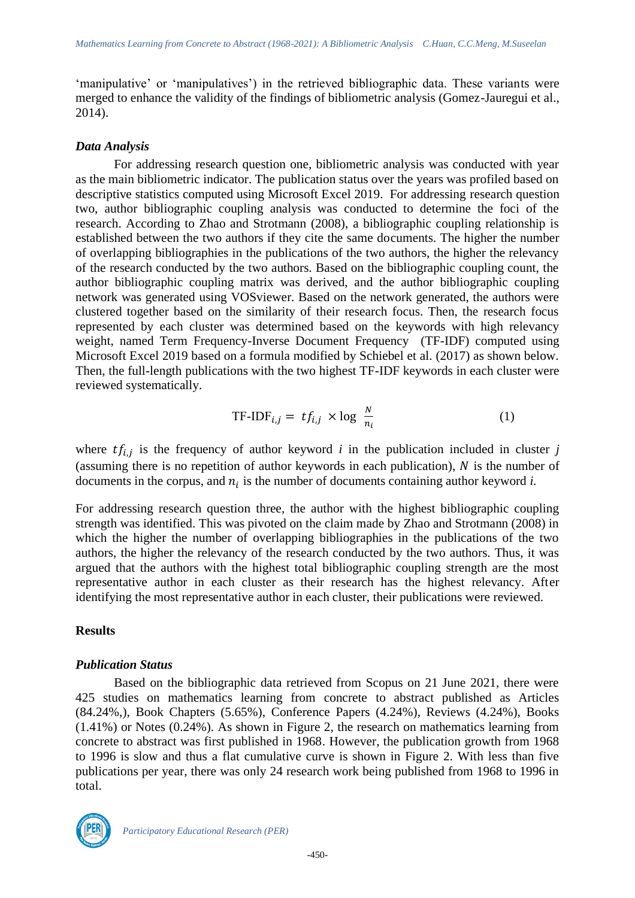'manipulative' or 'manipulatives') in the retrieved bibliographic data. These variants were merged to enhance the validity of the findings of bibliometric analysis (Gomez-Jauregui et al., 2014).

### *Data Analysis*

For addressing research question one, bibliometric analysis was conducted with year as the main bibliometric indicator. The publication status over the years was profiled based on descriptive statistics computed using Microsoft Excel 2019. For addressing research question two, author bibliographic coupling analysis was conducted to determine the foci of the research. According to Zhao and Strotmann (2008), a bibliographic coupling relationship is established between the two authors if they cite the same documents. The higher the number of overlapping bibliographies in the publications of the two authors, the higher the relevancy of the research conducted by the two authors. Based on the bibliographic coupling count, the author bibliographic coupling matrix was derived, and the author bibliographic coupling network was generated using VOSviewer. Based on the network generated, the authors were clustered together based on the similarity of their research focus. Then, the research focus represented by each cluster was determined based on the keywords with high relevancy weight, named Term Frequency-Inverse Document Frequency (TF-IDF) computed using Microsoft Excel 2019 based on a formula modified by Schiebel et al. (2017) as shown below. Then, the full-length publications with the two highest TF-IDF keywords in each cluster were reviewed systematically.

$$\text{TF-IDF}_{i,j} = tf_{i,j} \times \log \frac{N}{n_i} \qquad (1)$$

where $tf_{i,j}$ is the frequency of author keyword $i$ in the publication included in cluster $j$ (assuming there is no repetition of author keywords in each publication), $N$ is the number of documents in the corpus, and $n_i$ is the number of documents containing author keyword *i.*

For addressing research question three, the author with the highest bibliographic coupling strength was identified. This was pivoted on the claim made by Zhao and Strotmann (2008) in which the higher the number of overlapping bibliographies in the publications of the two authors, the higher the relevancy of the research conducted by the two authors. Thus, it was argued that the authors with the highest total bibliographic coupling strength are the most representative author in each cluster as their research has the highest relevancy. After identifying the most representative author in each cluster, their publications were reviewed.

## Results

### *Publication Status*

Based on the bibliographic data retrieved from Scopus on 21 June 2021, there were 425 studies on mathematics learning from concrete to abstract published as Articles (84.24%,), Book Chapters (5.65%), Conference Papers (4.24%), Reviews (4.24%), Books (1.41%) or Notes (0.24%). As shown in Figure 2, the research on mathematics learning from concrete to abstract was first published in 1968. However, the publication growth from 1968 to 1996 is slow and thus a flat cumulative curve is shown in Figure 2. With less than five publications per year, there was only 24 research work being published from 1968 to 1996 in total.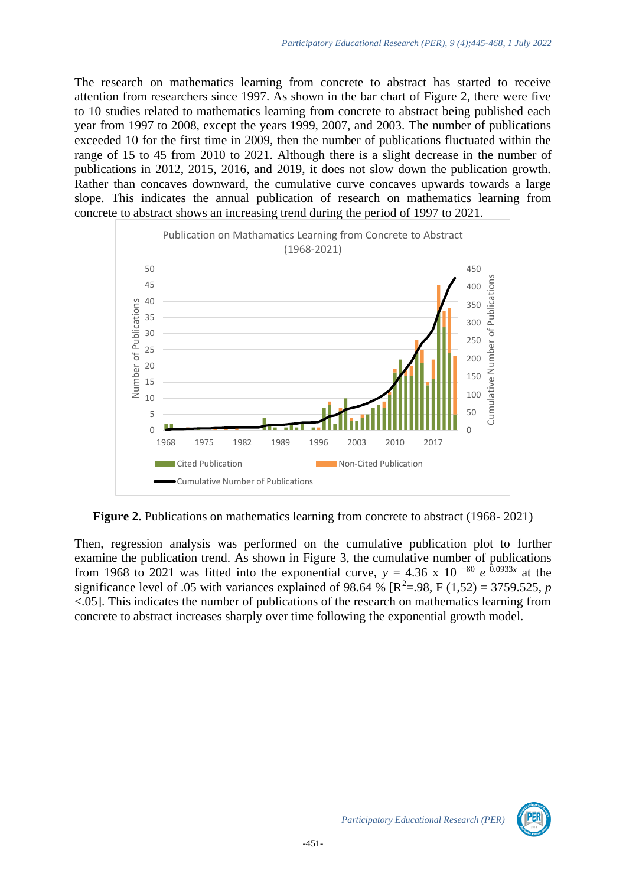The research on mathematics learning from concrete to abstract has started to receive attention from researchers since 1997. As shown in the bar chart of Figure 2, there were five to 10 studies related to mathematics learning from concrete to abstract being published each year from 1997 to 2008, except the years 1999, 2007, and 2003. The number of publications exceeded 10 for the first time in 2009, then the number of publications fluctuated within the range of 15 to 45 from 2010 to 2021. Although there is a slight decrease in the number of publications in 2012, 2015, 2016, and 2019, it does not slow down the publication growth. Rather than concaves downward, the cumulative curve concaves upwards towards a large slope. This indicates the annual publication of research on mathematics learning from concrete to abstract shows an increasing trend during the period of 1997 to 2021.

**Figure 2.** Publications on mathematics learning from concrete to abstract (1968- 2021)

Then, regression analysis was performed on the cumulative publication plot to further examine the publication trend. As shown in Figure 3, the cumulative number of publications from 1968 to 2021 was fitted into the exponential curve, $y = 4.36 \times 10^{-80} e^{0.0933x}$ at the significance level of .05 with variances explained of 98.64 % [$R^2$=.98, $F(1,52) = 3759.525$, $p < .05$]. This indicates the number of publications of the research on mathematics learning from concrete to abstract increases sharply over time following the exponential growth model.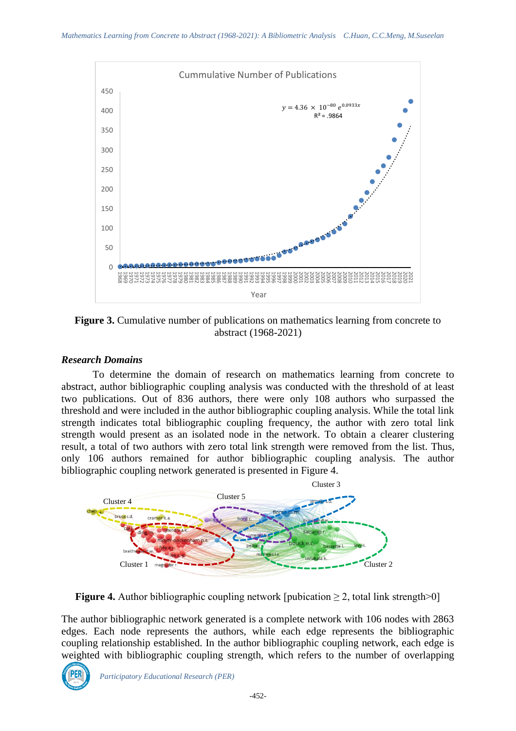**Figure 3.** Cumulative number of publications on mathematics learning from concrete to abstract (1968-2021)

### *Research Domains*

To determine the domain of research on mathematics learning from concrete to abstract, author bibliographic coupling analysis was conducted with the threshold of at least two publications. Out of 836 authors, there were only 108 authors who surpassed the threshold and were included in the author bibliographic coupling analysis. While the total link strength indicates total bibliographic coupling frequency, the author with zero total link strength would present as an isolated node in the network. To obtain a clearer clustering result, a total of two authors with zero total link strength were removed from the list. Thus, only 106 authors remained for author bibliographic coupling analysis. The author bibliographic coupling network generated is presented in Figure 4.

**Figure 4.** Author bibliographic coupling network [pubication $\geq 2$, total link strength>0]

The author bibliographic network generated is a complete network with 106 nodes with 2863 edges. Each node represents the authors, while each edge represents the bibliographic coupling relationship established. In the author bibliographic coupling network, each edge is weighted with bibliographic coupling strength, which refers to the number of overlapping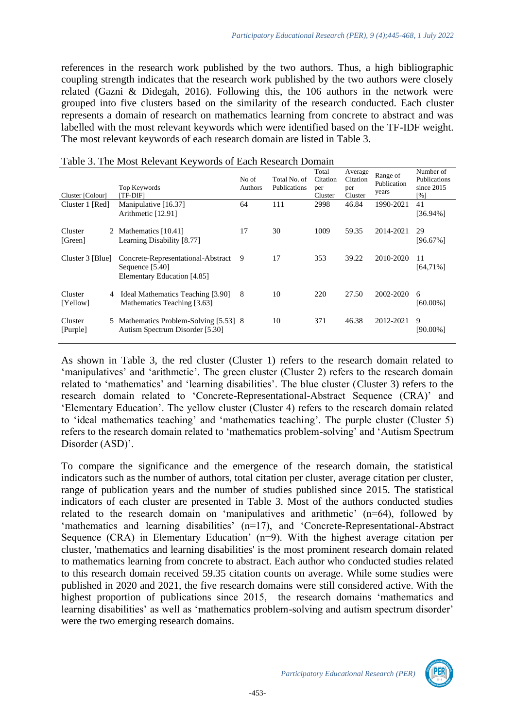references in the research work published by the two authors. Thus, a high bibliographic coupling strength indicates that the research work published by the two authors were closely related (Gazni & Didegah, 2016). Following this, the 106 authors in the network were grouped into five clusters based on the similarity of the research conducted. Each cluster represents a domain of research on mathematics learning from concrete to abstract and was labelled with the most relevant keywords which were identified based on the TF-IDF weight. The most relevant keywords of each research domain are listed in Table 3.

Table 3. The Most Relevant Keywords of Each Research Domain

| Cluster [Colour] | Top Keywords [TF-DIF] | No of Authors | Total No. of Publications | Total Citation per Cluster | Average Citation per Cluster | Range of Publication years | Number of Publications since 2015 [%] |
|---|---|---|---|---|---|---|---|
| Cluster 1 [Red] | Manipulative [16.37] Arithmetic [12.91] | 64 | 111 | 2998 | 46.84 | 1990-2021 | 41 [36.94%] |
| Cluster 2 [Green] | Mathematics [10.41] Learning Disability [8.77] | 17 | 30 | 1009 | 59.35 | 2014-2021 | 29 [96.67%] |
| Cluster 3 [Blue] | Concrete-Representational-Abstract Sequence [5.40] Elementary Education [4.85] | 9 | 17 | 353 | 39.22 | 2010-2020 | 11 [64,71%] |
| Cluster 4 [Yellow] | Ideal Mathematics Teaching [3.90] Mathematics Teaching [3.63] | 8 | 10 | 220 | 27.50 | 2002-2020 | 6 [60.00%] |
| Cluster 5 [Purple] | Mathematics Problem-Solving [5.53] Autism Spectrum Disorder [5.30] | 8 | 10 | 371 | 46.38 | 2012-2021 | 9 [90.00%] |

As shown in Table 3, the red cluster (Cluster 1) refers to the research domain related to 'manipulatives' and 'arithmetic'. The green cluster (Cluster 2) refers to the research domain related to 'mathematics' and 'learning disabilities'. The blue cluster (Cluster 3) refers to the research domain related to 'Concrete-Representational-Abstract Sequence (CRA)' and 'Elementary Education'. The yellow cluster (Cluster 4) refers to the research domain related to 'ideal mathematics teaching' and 'mathematics teaching'. The purple cluster (Cluster 5) refers to the research domain related to 'mathematics problem-solving' and 'Autism Spectrum Disorder (ASD)'.

To compare the significance and the emergence of the research domain, the statistical indicators such as the number of authors, total citation per cluster, average citation per cluster, range of publication years and the number of studies published since 2015. The statistical indicators of each cluster are presented in Table 3. Most of the authors conducted studies related to the research domain on 'manipulatives and arithmetic' (n=64), followed by 'mathematics and learning disabilities' (n=17), and 'Concrete-Representational-Abstract Sequence (CRA) in Elementary Education' (n=9). With the highest average citation per cluster, 'mathematics and learning disabilities' is the most prominent research domain related to mathematics learning from concrete to abstract. Each author who conducted studies related to this research domain received 59.35 citation counts on average. While some studies were published in 2020 and 2021, the five research domains were still considered active. With the highest proportion of publications since 2015, the research domains 'mathematics and learning disabilities' as well as 'mathematics problem-solving and autism spectrum disorder' were the two emerging research domains.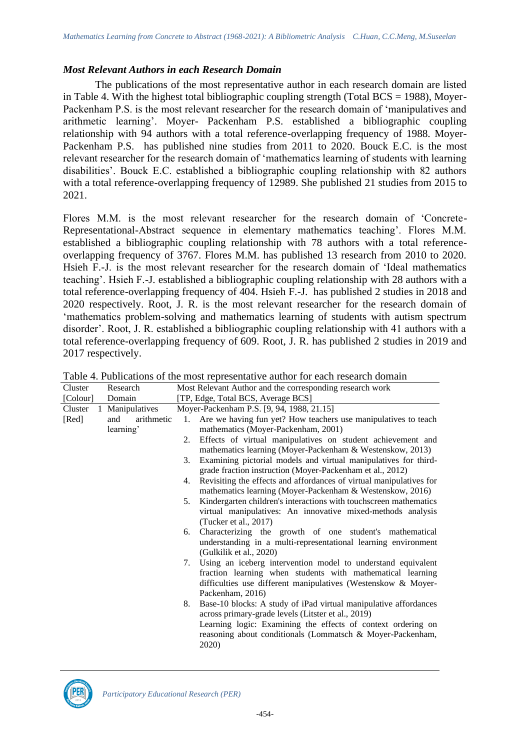### *Most Relevant Authors in each Research Domain*

The publications of the most representative author in each research domain are listed in Table 4. With the highest total bibliographic coupling strength (Total BCS = 1988), Moyer-Packenham P.S. is the most relevant researcher for the research domain of 'manipulatives and arithmetic learning'. Moyer- Packenham P.S. established a bibliographic coupling relationship with 94 authors with a total reference-overlapping frequency of 1988. Moyer-Packenham P.S. has published nine studies from 2011 to 2020. Bouck E.C. is the most relevant researcher for the research domain of 'mathematics learning of students with learning disabilities'. Bouck E.C. established a bibliographic coupling relationship with 82 authors with a total reference-overlapping frequency of 12989. She published 21 studies from 2015 to 2021.

Flores M.M. is the most relevant researcher for the research domain of 'Concrete-Representational-Abstract sequence in elementary mathematics teaching'. Flores M.M. established a bibliographic coupling relationship with 78 authors with a total reference-overlapping frequency of 3767. Flores M.M. has published 13 research from 2010 to 2020. Hsieh F.-J. is the most relevant researcher for the research domain of 'Ideal mathematics teaching'. Hsieh F.-J. established a bibliographic coupling relationship with 28 authors with a total reference-overlapping frequency of 404. Hsieh F.-J. has published 2 studies in 2018 and 2020 respectively. Root, J. R. is the most relevant researcher for the research domain of 'mathematics problem-solving and mathematics learning of students with autism spectrum disorder'. Root, J. R. established a bibliographic coupling relationship with 41 authors with a total reference-overlapping frequency of 609. Root, J. R. has published 2 studies in 2019 and 2017 respectively.

Table 4. Publications of the most representative author for each research domain

| Cluster [Colour] | Research Domain | Most Relevant Author and the corresponding research work [TP, Edge, Total BCS, Average BCS] |
|---|---|---|
| Cluster 1 [Red] | Manipulatives and arithmetic learning' | Moyer-Packenham P.S. [9, 94, 1988, 21.15]<br>1. Are we having fun yet? How teachers use manipulatives to teach mathematics (Moyer-Packenham, 2001)<br>2. Effects of virtual manipulatives on student achievement and mathematics learning (Moyer-Packenham & Westenskow, 2013)<br>3. Examining pictorial models and virtual manipulatives for third-grade fraction instruction (Moyer-Packenham et al., 2012)<br>4. Revisiting the effects and affordances of virtual manipulatives for mathematics learning (Moyer-Packenham & Westenskow, 2016)<br>5. Kindergarten children's interactions with touchscreen mathematics virtual manipulatives: An innovative mixed-methods analysis (Tucker et al., 2017)<br>6. Characterizing the growth of one student's mathematical understanding in a multi-representational learning environment (Gulkilik et al., 2020)<br>7. Using an iceberg intervention model to understand equivalent fraction learning when students with mathematical learning difficulties use different manipulatives (Westenskow & Moyer-Packenham, 2016)<br>8. Base-10 blocks: A study of iPad virtual manipulative affordances across primary-grade levels (Litster et al., 2019)<br>Learning logic: Examining the effects of context ordering on reasoning about conditionals (Lommatsch & Moyer-Packenham, 2020) |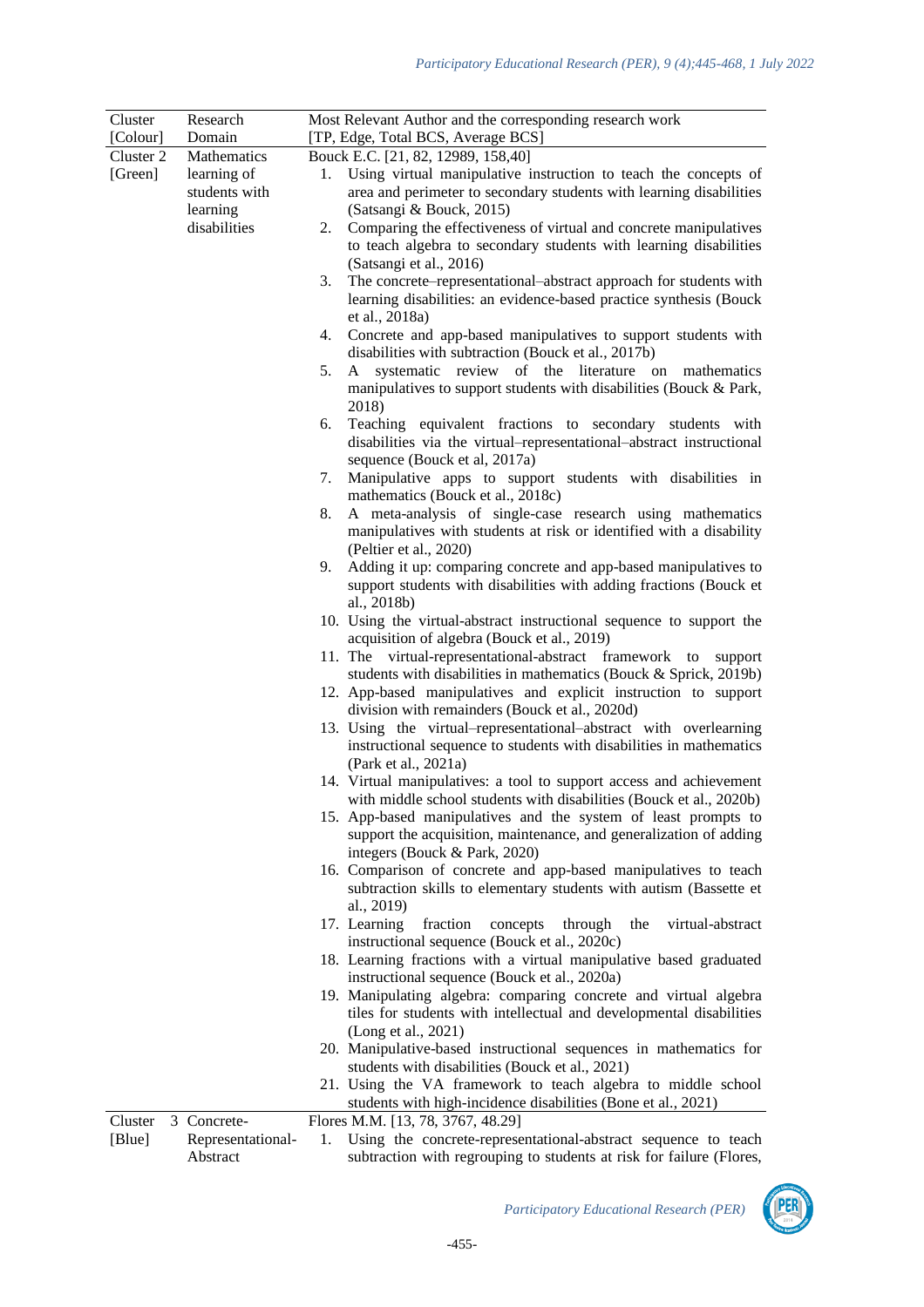| Cluster [Colour] | Research Domain | Most Relevant Author and the corresponding research work [TP, Edge, Total BCS, Average BCS] |
|---|---|---|
| Cluster 2 [Green] | Mathematics learning of students with learning disabilities | Bouck E.C. [21, 82, 12989, 158,40]<br>1. Using virtual manipulative instruction to teach the concepts of area and perimeter to secondary students with learning disabilities (Satsangi & Bouck, 2015)<br>2. Comparing the effectiveness of virtual and concrete manipulatives to teach algebra to secondary students with learning disabilities (Satsangi et al., 2016)<br>3. The concrete–representational–abstract approach for students with learning disabilities: an evidence-based practice synthesis (Bouck et al., 2018a)<br>4. Concrete and app-based manipulatives to support students with disabilities with subtraction (Bouck et al., 2017b)<br>5. A systematic review of the literature on mathematics manipulatives to support students with disabilities (Bouck & Park, 2018)<br>6. Teaching equivalent fractions to secondary students with disabilities via the virtual–representational–abstract instructional sequence (Bouck et al, 2017a)<br>7. Manipulative apps to support students with disabilities in mathematics (Bouck et al., 2018c)<br>8. A meta-analysis of single-case research using mathematics manipulatives with students at risk or identified with a disability (Peltier et al., 2020)<br>9. Adding it up: comparing concrete and app-based manipulatives to support students with disabilities with adding fractions (Bouck et al., 2018b)<br>10. Using the virtual-abstract instructional sequence to support the acquisition of algebra (Bouck et al., 2019)<br>11. The virtual-representational-abstract framework to support students with disabilities in mathematics (Bouck & Sprick, 2019b)<br>12. App-based manipulatives and explicit instruction to support division with remainders (Bouck et al., 2020d)<br>13. Using the virtual–representational–abstract with overlearning instructional sequence to students with disabilities in mathematics (Park et al., 2021a)<br>14. Virtual manipulatives: a tool to support access and achievement with middle school students with disabilities (Bouck et al., 2020b)<br>15. App-based manipulatives and the system of least prompts to support the acquisition, maintenance, and generalization of adding integers (Bouck & Park, 2020)<br>16. Comparison of concrete and app-based manipulatives to teach subtraction skills to elementary students with autism (Bassette et al., 2019)<br>17. Learning fraction concepts through the virtual-abstract instructional sequence (Bouck et al., 2020c)<br>18. Learning fractions with a virtual manipulative based graduated instructional sequence (Bouck et al., 2020a)<br>19. Manipulating algebra: comparing concrete and virtual algebra tiles for students with intellectual and developmental disabilities (Long et al., 2021)<br>20. Manipulative-based instructional sequences in mathematics for students with disabilities (Bouck et al., 2021)<br>21. Using the VA framework to teach algebra to middle school students with high-incidence disabilities (Bone et al., 2021) |
| Cluster 3 [Blue] | Concrete-Representational-Abstract | Flores M.M. [13, 78, 3767, 48.29]<br>1. Using the concrete-representational-abstract sequence to teach subtraction with regrouping to students at risk for failure (Flores, |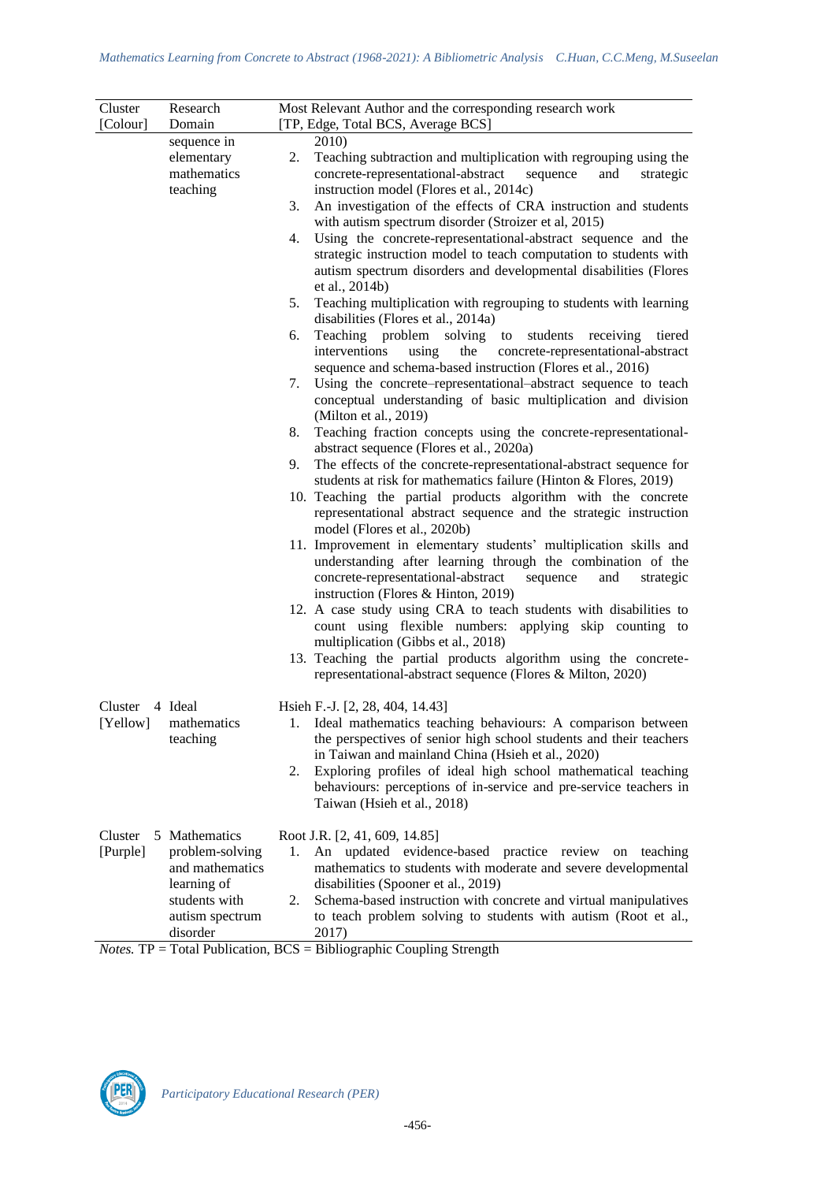| Cluster [Colour] | Research Domain | Most Relevant Author and the corresponding research work [TP, Edge, Total BCS, Average BCS] |
|---|---|---|
| | sequence in elementary mathematics teaching | 2010)<br>2. Teaching subtraction and multiplication with regrouping using the concrete-representational-abstract sequence and strategic instruction model (Flores et al., 2014c)<br>3. An investigation of the effects of CRA instruction and students with autism spectrum disorder (Stroizer et al, 2015)<br>4. Using the concrete-representational-abstract sequence and the strategic instruction model to teach computation to students with autism spectrum disorders and developmental disabilities (Flores et al., 2014b)<br>5. Teaching multiplication with regrouping to students with learning disabilities (Flores et al., 2014a)<br>6. Teaching problem solving to students receiving tiered interventions using the concrete-representational-abstract sequence and schema-based instruction (Flores et al., 2016)<br>7. Using the concrete–representational–abstract sequence to teach conceptual understanding of basic multiplication and division (Milton et al., 2019)<br>8. Teaching fraction concepts using the concrete-representational-abstract sequence (Flores et al., 2020a)<br>9. The effects of the concrete-representational-abstract sequence for students at risk for mathematics failure (Hinton & Flores, 2019)<br>10. Teaching the partial products algorithm with the concrete representational abstract sequence and the strategic instruction model (Flores et al., 2020b)<br>11. Improvement in elementary students' multiplication skills and understanding after learning through the combination of the concrete-representational-abstract sequence and strategic instruction (Flores & Hinton, 2019)<br>12. A case study using CRA to teach students with disabilities to count using flexible numbers: applying skip counting to multiplication (Gibbs et al., 2018)<br>13. Teaching the partial products algorithm using the concrete-representational-abstract sequence (Flores & Milton, 2020) |
| Cluster 4 [Yellow] | Ideal mathematics teaching | Hsieh F.-J. [2, 28, 404, 14.43]<br>1. Ideal mathematics teaching behaviours: A comparison between the perspectives of senior high school students and their teachers in Taiwan and mainland China (Hsieh et al., 2020)<br>2. Exploring profiles of ideal high school mathematical teaching behaviours: perceptions of in-service and pre-service teachers in Taiwan (Hsieh et al., 2018) |
| Cluster 5 [Purple] | Mathematics problem-solving and mathematics learning of students with autism spectrum disorder | Root J.R. [2, 41, 609, 14.85]<br>1. An updated evidence-based practice review on teaching mathematics to students with moderate and severe developmental disabilities (Spooner et al., 2019)<br>2. Schema-based instruction with concrete and virtual manipulatives to teach problem solving to students with autism (Root et al., 2017) |

*Notes.* TP = Total Publication, BCS = Bibliographic Coupling Strength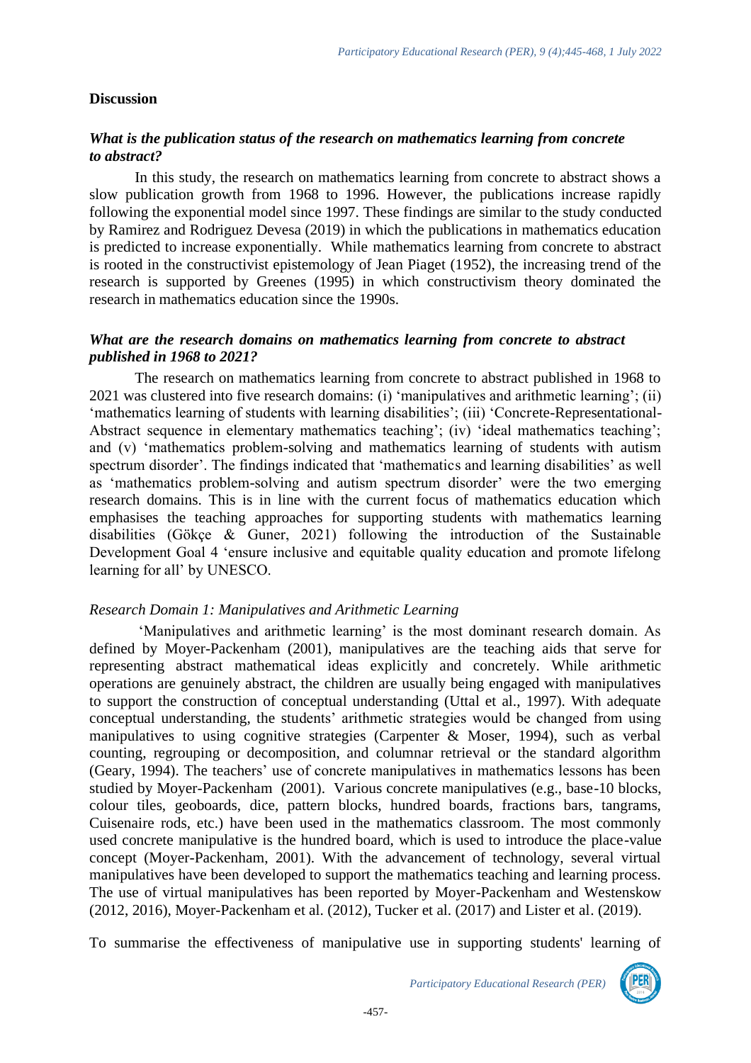## Discussion

### *What is the publication status of the research on mathematics learning from concrete to abstract?*

In this study, the research on mathematics learning from concrete to abstract shows a slow publication growth from 1968 to 1996. However, the publications increase rapidly following the exponential model since 1997. These findings are similar to the study conducted by Ramirez and Rodriguez Devesa (2019) in which the publications in mathematics education is predicted to increase exponentially. While mathematics learning from concrete to abstract is rooted in the constructivist epistemology of Jean Piaget (1952), the increasing trend of the research is supported by Greenes (1995) in which constructivism theory dominated the research in mathematics education since the 1990s.

### *What are the research domains on mathematics learning from concrete to abstract published in 1968 to 2021?*

The research on mathematics learning from concrete to abstract published in 1968 to 2021 was clustered into five research domains: (i) 'manipulatives and arithmetic learning'; (ii) 'mathematics learning of students with learning disabilities'; (iii) 'Concrete-Representational-Abstract sequence in elementary mathematics teaching'; (iv) 'ideal mathematics teaching'; and (v) 'mathematics problem-solving and mathematics learning of students with autism spectrum disorder'. The findings indicated that 'mathematics and learning disabilities' as well as 'mathematics problem-solving and autism spectrum disorder' were the two emerging research domains. This is in line with the current focus of mathematics education which emphasises the teaching approaches for supporting students with mathematics learning disabilities (Gökçe & Guner, 2021) following the introduction of the Sustainable Development Goal 4 'ensure inclusive and equitable quality education and promote lifelong learning for all' by UNESCO.

#### *Research Domain 1: Manipulatives and Arithmetic Learning*

'Manipulatives and arithmetic learning' is the most dominant research domain. As defined by Moyer-Packenham (2001), manipulatives are the teaching aids that serve for representing abstract mathematical ideas explicitly and concretely. While arithmetic operations are genuinely abstract, the children are usually being engaged with manipulatives to support the construction of conceptual understanding (Uttal et al., 1997). With adequate conceptual understanding, the students' arithmetic strategies would be changed from using manipulatives to using cognitive strategies (Carpenter & Moser, 1994), such as verbal counting, regrouping or decomposition, and columnar retrieval or the standard algorithm (Geary, 1994). The teachers' use of concrete manipulatives in mathematics lessons has been studied by Moyer-Packenham (2001). Various concrete manipulatives (e.g., base-10 blocks, colour tiles, geoboards, dice, pattern blocks, hundred boards, fractions bars, tangrams, Cuisenaire rods, etc.) have been used in the mathematics classroom. The most commonly used concrete manipulative is the hundred board, which is used to introduce the place-value concept (Moyer-Packenham, 2001). With the advancement of technology, several virtual manipulatives have been developed to support the mathematics teaching and learning process. The use of virtual manipulatives has been reported by Moyer-Packenham and Westenskow (2012, 2016), Moyer-Packenham et al. (2012), Tucker et al. (2017) and Lister et al. (2019).

To summarise the effectiveness of manipulative use in supporting students' learning of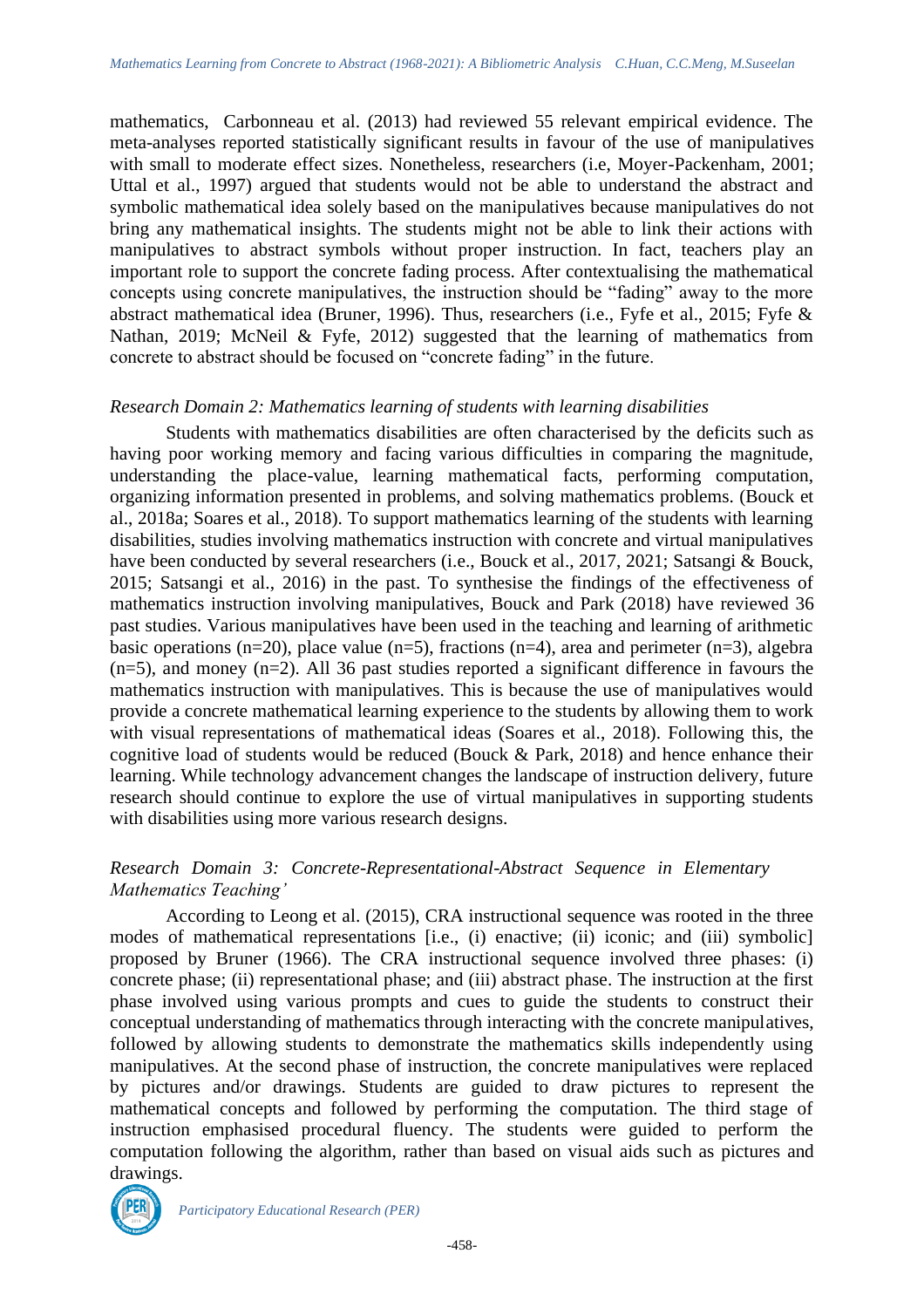mathematics, Carbonneau et al. (2013) had reviewed 55 relevant empirical evidence. The meta-analyses reported statistically significant results in favour of the use of manipulatives with small to moderate effect sizes. Nonetheless, researchers (i.e, Moyer-Packenham, 2001; Uttal et al., 1997) argued that students would not be able to understand the abstract and symbolic mathematical idea solely based on the manipulatives because manipulatives do not bring any mathematical insights. The students might not be able to link their actions with manipulatives to abstract symbols without proper instruction. In fact, teachers play an important role to support the concrete fading process. After contextualising the mathematical concepts using concrete manipulatives, the instruction should be "fading" away to the more abstract mathematical idea (Bruner, 1996). Thus, researchers (i.e., Fyfe et al., 2015; Fyfe & Nathan, 2019; McNeil & Fyfe, 2012) suggested that the learning of mathematics from concrete to abstract should be focused on "concrete fading" in the future.

*Research Domain 2: Mathematics learning of students with learning disabilities*

Students with mathematics disabilities are often characterised by the deficits such as having poor working memory and facing various difficulties in comparing the magnitude, understanding the place-value, learning mathematical facts, performing computation, organizing information presented in problems, and solving mathematics problems. (Bouck et al., 2018a; Soares et al., 2018). To support mathematics learning of the students with learning disabilities, studies involving mathematics instruction with concrete and virtual manipulatives have been conducted by several researchers (i.e., Bouck et al., 2017, 2021; Satsangi & Bouck, 2015; Satsangi et al., 2016) in the past. To synthesise the findings of the effectiveness of mathematics instruction involving manipulatives, Bouck and Park (2018) have reviewed 36 past studies. Various manipulatives have been used in the teaching and learning of arithmetic basic operations (n=20), place value (n=5), fractions (n=4), area and perimeter (n=3), algebra (n=5), and money (n=2). All 36 past studies reported a significant difference in favours the mathematics instruction with manipulatives. This is because the use of manipulatives would provide a concrete mathematical learning experience to the students by allowing them to work with visual representations of mathematical ideas (Soares et al., 2018). Following this, the cognitive load of students would be reduced (Bouck & Park, 2018) and hence enhance their learning. While technology advancement changes the landscape of instruction delivery, future research should continue to explore the use of virtual manipulatives in supporting students with disabilities using more various research designs.

*Research Domain 3: Concrete-Representational-Abstract Sequence in Elementary Mathematics Teaching'*

According to Leong et al. (2015), CRA instructional sequence was rooted in the three modes of mathematical representations [i.e., (i) enactive; (ii) iconic; and (iii) symbolic] proposed by Bruner (1966). The CRA instructional sequence involved three phases: (i) concrete phase; (ii) representational phase; and (iii) abstract phase. The instruction at the first phase involved using various prompts and cues to guide the students to construct their conceptual understanding of mathematics through interacting with the concrete manipulatives, followed by allowing students to demonstrate the mathematics skills independently using manipulatives. At the second phase of instruction, the concrete manipulatives were replaced by pictures and/or drawings. Students are guided to draw pictures to represent the mathematical concepts and followed by performing the computation. The third stage of instruction emphasised procedural fluency. The students were guided to perform the computation following the algorithm, rather than based on visual aids such as pictures and drawings.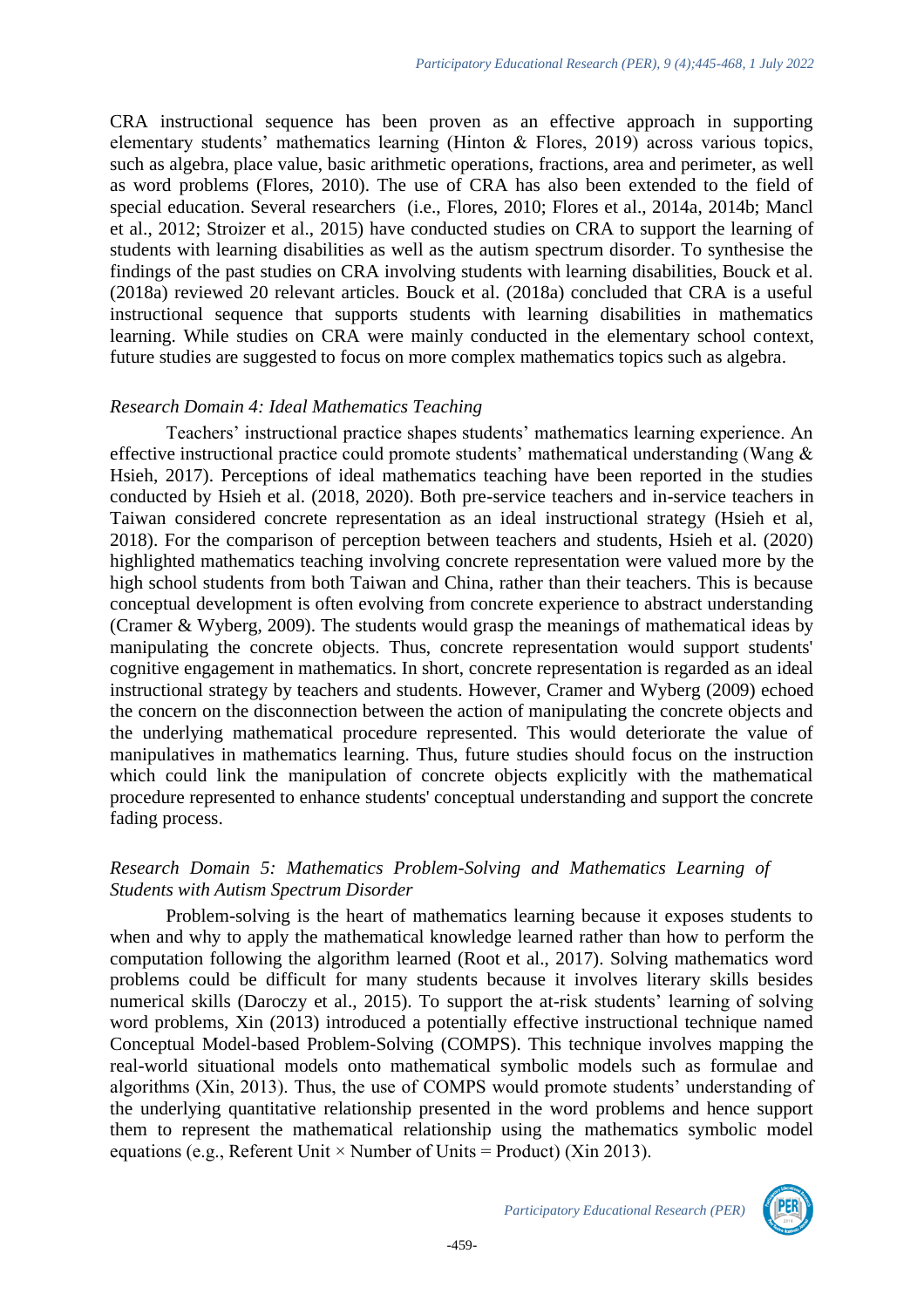CRA instructional sequence has been proven as an effective approach in supporting elementary students' mathematics learning (Hinton & Flores, 2019) across various topics, such as algebra, place value, basic arithmetic operations, fractions, area and perimeter, as well as word problems (Flores, 2010). The use of CRA has also been extended to the field of special education. Several researchers (i.e., Flores, 2010; Flores et al., 2014a, 2014b; Mancl et al., 2012; Stroizer et al., 2015) have conducted studies on CRA to support the learning of students with learning disabilities as well as the autism spectrum disorder. To synthesise the findings of the past studies on CRA involving students with learning disabilities, Bouck et al. (2018a) reviewed 20 relevant articles. Bouck et al. (2018a) concluded that CRA is a useful instructional sequence that supports students with learning disabilities in mathematics learning. While studies on CRA were mainly conducted in the elementary school context, future studies are suggested to focus on more complex mathematics topics such as algebra.

### *Research Domain 4: Ideal Mathematics Teaching*

Teachers' instructional practice shapes students' mathematics learning experience. An effective instructional practice could promote students' mathematical understanding (Wang & Hsieh, 2017). Perceptions of ideal mathematics teaching have been reported in the studies conducted by Hsieh et al. (2018, 2020). Both pre-service teachers and in-service teachers in Taiwan considered concrete representation as an ideal instructional strategy (Hsieh et al, 2018). For the comparison of perception between teachers and students, Hsieh et al. (2020) highlighted mathematics teaching involving concrete representation were valued more by the high school students from both Taiwan and China, rather than their teachers. This is because conceptual development is often evolving from concrete experience to abstract understanding (Cramer & Wyberg, 2009). The students would grasp the meanings of mathematical ideas by manipulating the concrete objects. Thus, concrete representation would support students' cognitive engagement in mathematics. In short, concrete representation is regarded as an ideal instructional strategy by teachers and students. However, Cramer and Wyberg (2009) echoed the concern on the disconnection between the action of manipulating the concrete objects and the underlying mathematical procedure represented. This would deteriorate the value of manipulatives in mathematics learning. Thus, future studies should focus on the instruction which could link the manipulation of concrete objects explicitly with the mathematical procedure represented to enhance students' conceptual understanding and support the concrete fading process.

### *Research Domain 5: Mathematics Problem-Solving and Mathematics Learning of Students with Autism Spectrum Disorder*

Problem-solving is the heart of mathematics learning because it exposes students to when and why to apply the mathematical knowledge learned rather than how to perform the computation following the algorithm learned (Root et al., 2017). Solving mathematics word problems could be difficult for many students because it involves literary skills besides numerical skills (Daroczy et al., 2015). To support the at-risk students' learning of solving word problems, Xin (2013) introduced a potentially effective instructional technique named Conceptual Model-based Problem-Solving (COMPS). This technique involves mapping the real-world situational models onto mathematical symbolic models such as formulae and algorithms (Xin, 2013). Thus, the use of COMPS would promote students' understanding of the underlying quantitative relationship presented in the word problems and hence support them to represent the mathematical relationship using the mathematics symbolic model equations (e.g., Referent Unit $\times$ Number of Units = Product) (Xin 2013).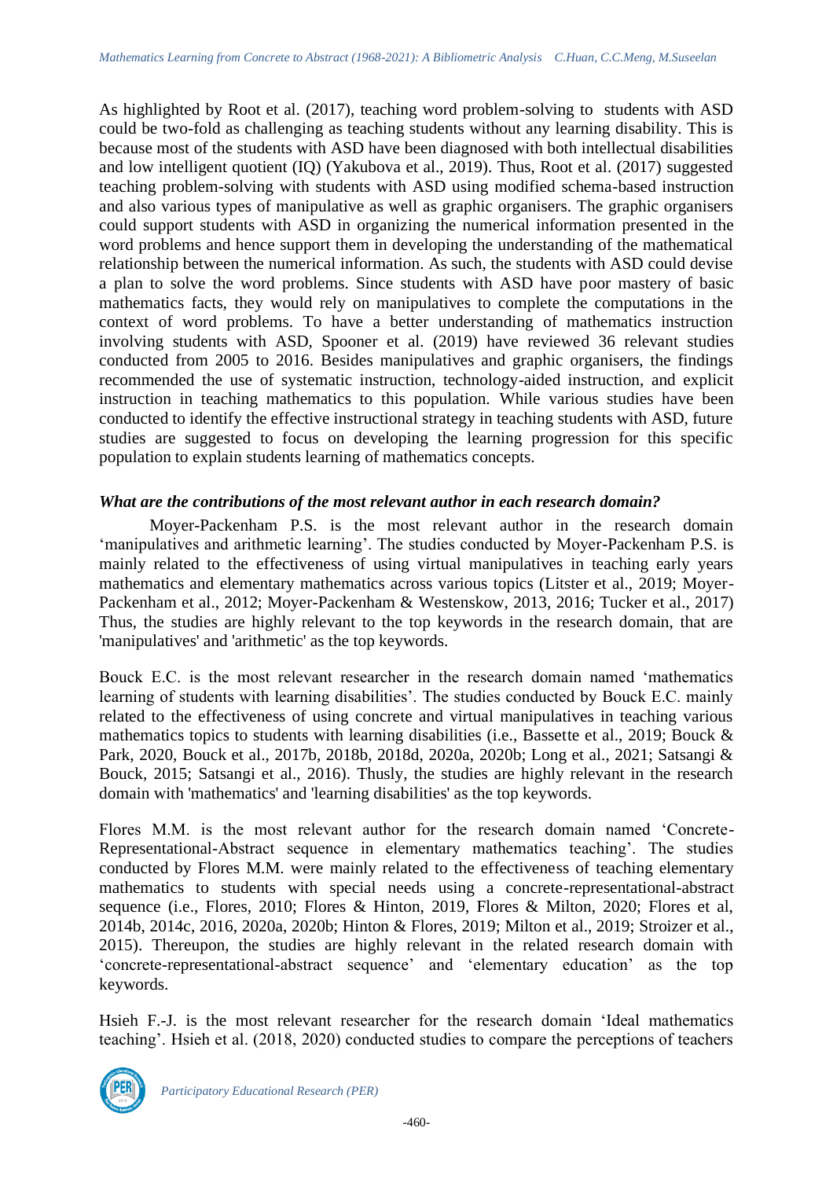As highlighted by Root et al. (2017), teaching word problem-solving to students with ASD could be two-fold as challenging as teaching students without any learning disability. This is because most of the students with ASD have been diagnosed with both intellectual disabilities and low intelligent quotient (IQ) (Yakubova et al., 2019). Thus, Root et al. (2017) suggested teaching problem-solving with students with ASD using modified schema-based instruction and also various types of manipulative as well as graphic organisers. The graphic organisers could support students with ASD in organizing the numerical information presented in the word problems and hence support them in developing the understanding of the mathematical relationship between the numerical information. As such, the students with ASD could devise a plan to solve the word problems. Since students with ASD have poor mastery of basic mathematics facts, they would rely on manipulatives to complete the computations in the context of word problems. To have a better understanding of mathematics instruction involving students with ASD, Spooner et al. (2019) have reviewed 36 relevant studies conducted from 2005 to 2016. Besides manipulatives and graphic organisers, the findings recommended the use of systematic instruction, technology-aided instruction, and explicit instruction in teaching mathematics to this population. While various studies have been conducted to identify the effective instructional strategy in teaching students with ASD, future studies are suggested to focus on developing the learning progression for this specific population to explain students learning of mathematics concepts.

***What are the contributions of the most relevant author in each research domain?***

Moyer-Packenham P.S. is the most relevant author in the research domain 'manipulatives and arithmetic learning'. The studies conducted by Moyer-Packenham P.S. is mainly related to the effectiveness of using virtual manipulatives in teaching early years mathematics and elementary mathematics across various topics (Litster et al., 2019; Moyer-Packenham et al., 2012; Moyer-Packenham & Westenskow, 2013, 2016; Tucker et al., 2017) Thus, the studies are highly relevant to the top keywords in the research domain, that are 'manipulatives' and 'arithmetic' as the top keywords.

Bouck E.C. is the most relevant researcher in the research domain named 'mathematics learning of students with learning disabilities'. The studies conducted by Bouck E.C. mainly related to the effectiveness of using concrete and virtual manipulatives in teaching various mathematics topics to students with learning disabilities (i.e., Bassette et al., 2019; Bouck & Park, 2020, Bouck et al., 2017b, 2018b, 2018d, 2020a, 2020b; Long et al., 2021; Satsangi & Bouck, 2015; Satsangi et al., 2016). Thusly, the studies are highly relevant in the research domain with 'mathematics' and 'learning disabilities' as the top keywords.

Flores M.M. is the most relevant author for the research domain named 'Concrete-Representational-Abstract sequence in elementary mathematics teaching'. The studies conducted by Flores M.M. were mainly related to the effectiveness of teaching elementary mathematics to students with special needs using a concrete-representational-abstract sequence (i.e., Flores, 2010; Flores & Hinton, 2019, Flores & Milton, 2020; Flores et al, 2014b, 2014c, 2016, 2020a, 2020b; Hinton & Flores, 2019; Milton et al., 2019; Stroizer et al., 2015). Thereupon, the studies are highly relevant in the related research domain with 'concrete-representational-abstract sequence' and 'elementary education' as the top keywords.

Hsieh F.-J. is the most relevant researcher for the research domain 'Ideal mathematics teaching'. Hsieh et al. (2018, 2020) conducted studies to compare the perceptions of teachers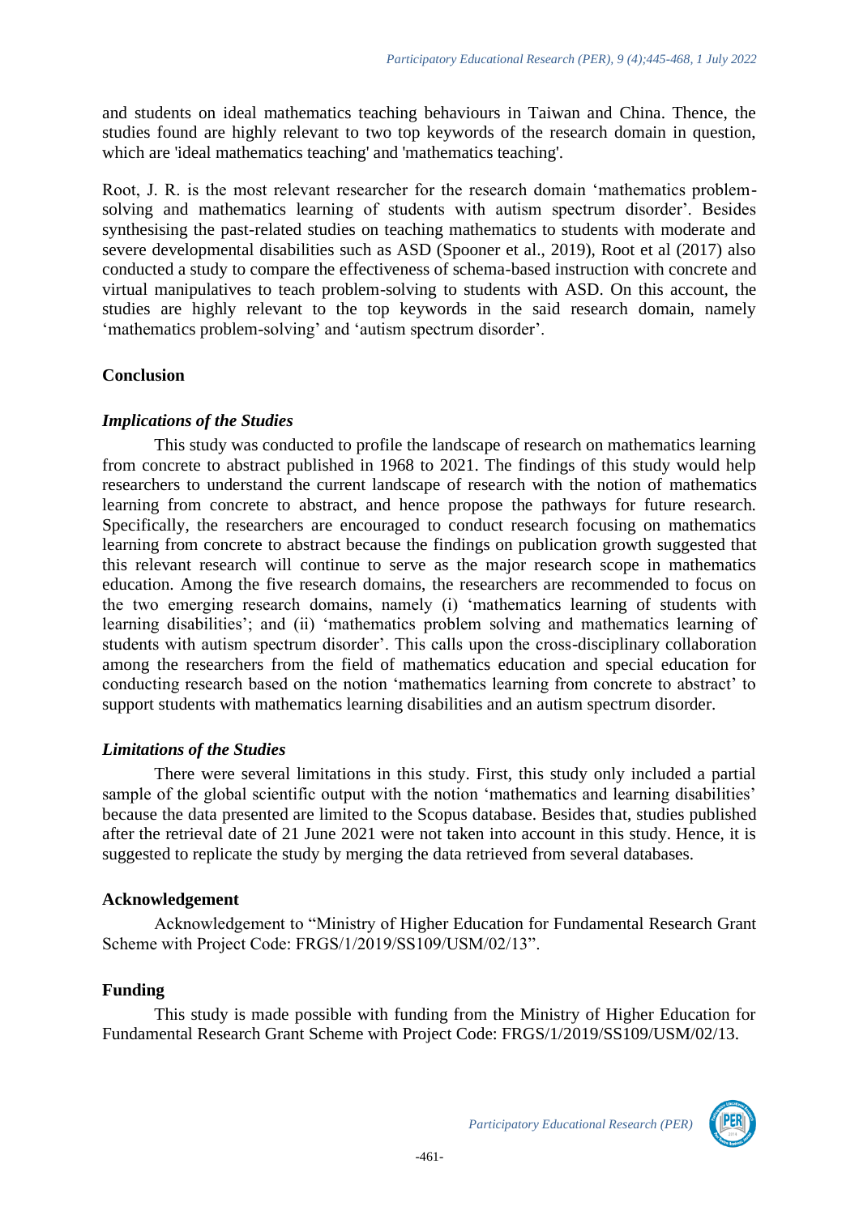and students on ideal mathematics teaching behaviours in Taiwan and China. Thence, the studies found are highly relevant to two top keywords of the research domain in question, which are 'ideal mathematics teaching' and 'mathematics teaching'.

Root, J. R. is the most relevant researcher for the research domain 'mathematics problem-solving and mathematics learning of students with autism spectrum disorder'. Besides synthesising the past-related studies on teaching mathematics to students with moderate and severe developmental disabilities such as ASD (Spooner et al., 2019), Root et al (2017) also conducted a study to compare the effectiveness of schema-based instruction with concrete and virtual manipulatives to teach problem-solving to students with ASD. On this account, the studies are highly relevant to the top keywords in the said research domain, namely 'mathematics problem-solving' and 'autism spectrum disorder'.

## Conclusion

### *Implications of the Studies*

This study was conducted to profile the landscape of research on mathematics learning from concrete to abstract published in 1968 to 2021. The findings of this study would help researchers to understand the current landscape of research with the notion of mathematics learning from concrete to abstract, and hence propose the pathways for future research. Specifically, the researchers are encouraged to conduct research focusing on mathematics learning from concrete to abstract because the findings on publication growth suggested that this relevant research will continue to serve as the major research scope in mathematics education. Among the five research domains, the researchers are recommended to focus on the two emerging research domains, namely (i) 'mathematics learning of students with learning disabilities'; and (ii) 'mathematics problem solving and mathematics learning of students with autism spectrum disorder'. This calls upon the cross-disciplinary collaboration among the researchers from the field of mathematics education and special education for conducting research based on the notion 'mathematics learning from concrete to abstract' to support students with mathematics learning disabilities and an autism spectrum disorder.

### *Limitations of the Studies*

There were several limitations in this study. First, this study only included a partial sample of the global scientific output with the notion 'mathematics and learning disabilities' because the data presented are limited to the Scopus database. Besides that, studies published after the retrieval date of 21 June 2021 were not taken into account in this study. Hence, it is suggested to replicate the study by merging the data retrieved from several databases.

## Acknowledgement

Acknowledgement to "Ministry of Higher Education for Fundamental Research Grant Scheme with Project Code: FRGS/1/2019/SS109/USM/02/13".

## Funding

This study is made possible with funding from the Ministry of Higher Education for Fundamental Research Grant Scheme with Project Code: FRGS/1/2019/SS109/USM/02/13.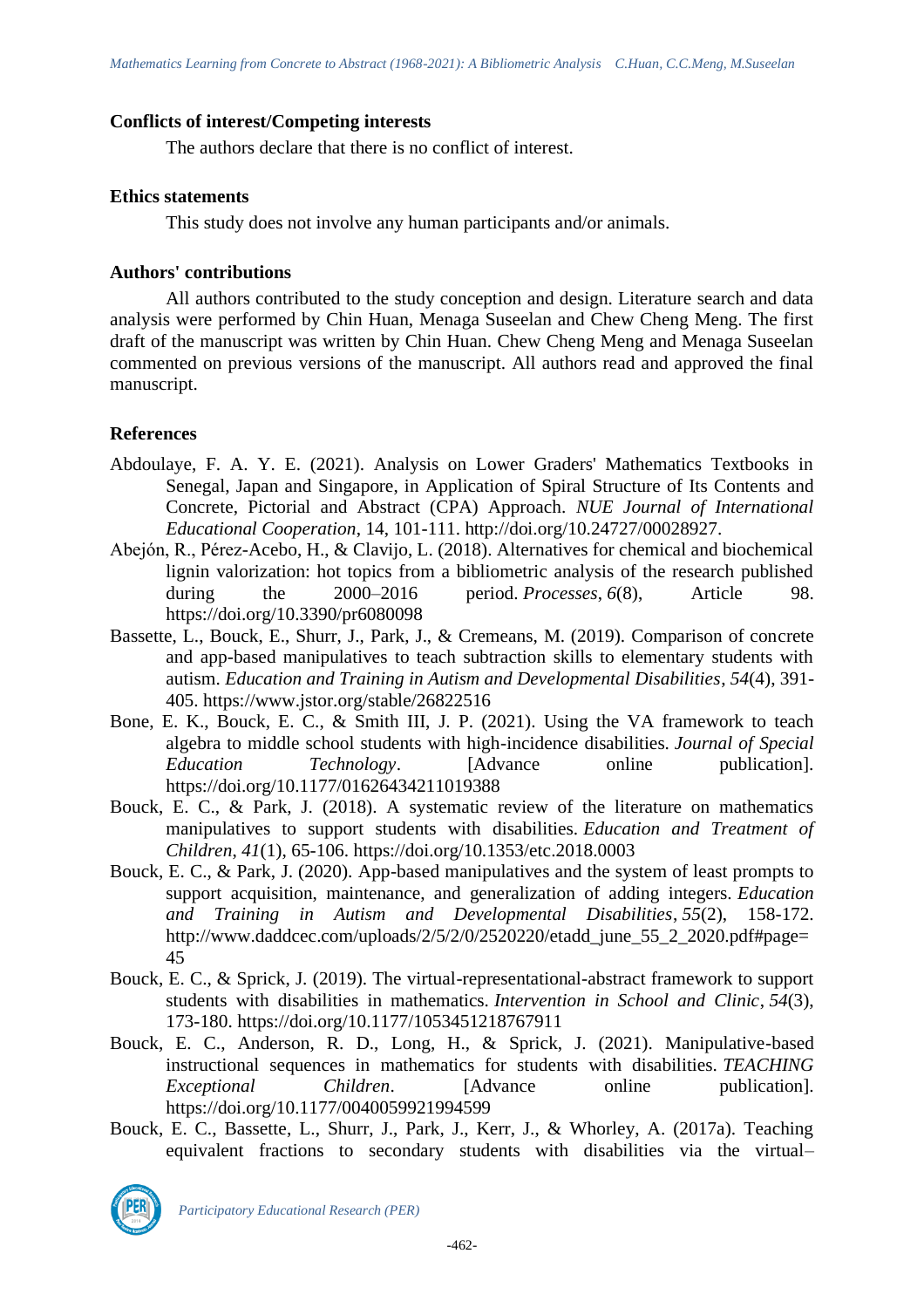### Conflicts of interest/Competing interests

The authors declare that there is no conflict of interest.

### Ethics statements

This study does not involve any human participants and/or animals.

### Authors' contributions

All authors contributed to the study conception and design. Literature search and data analysis were performed by Chin Huan, Menaga Suseelan and Chew Cheng Meng. The first draft of the manuscript was written by Chin Huan. Chew Cheng Meng and Menaga Suseelan commented on previous versions of the manuscript. All authors read and approved the final manuscript.

### References

Abdoulaye, F. A. Y. E. (2021). Analysis on Lower Graders' Mathematics Textbooks in Senegal, Japan and Singapore, in Application of Spiral Structure of Its Contents and Concrete, Pictorial and Abstract (CPA) Approach. *NUE Journal of International Educational Cooperation*, 14, 101-111. http://doi.org/10.24727/00028927.

Abejón, R., Pérez-Acebo, H., & Clavijo, L. (2018). Alternatives for chemical and biochemical lignin valorization: hot topics from a bibliometric analysis of the research published during the 2000–2016 period. *Processes*, *6*(8), Article 98. https://doi.org/10.3390/pr6080098

Bassette, L., Bouck, E., Shurr, J., Park, J., & Cremeans, M. (2019). Comparison of concrete and app-based manipulatives to teach subtraction skills to elementary students with autism. *Education and Training in Autism and Developmental Disabilities*, *54*(4), 391-405. https://www.jstor.org/stable/26822516

Bone, E. K., Bouck, E. C., & Smith III, J. P. (2021). Using the VA framework to teach algebra to middle school students with high-incidence disabilities. *Journal of Special Education Technology*. [Advance online publication]. https://doi.org/10.1177/01626434211019388

Bouck, E. C., & Park, J. (2018). A systematic review of the literature on mathematics manipulatives to support students with disabilities. *Education and Treatment of Children*, *41*(1), 65-106. https://doi.org/10.1353/etc.2018.0003

Bouck, E. C., & Park, J. (2020). App-based manipulatives and the system of least prompts to support acquisition, maintenance, and generalization of adding integers. *Education and Training in Autism and Developmental Disabilities*, *55*(2), 158-172. http://www.daddcec.com/uploads/2/5/2/0/2520220/etadd_june_55_2_2020.pdf#page=45

Bouck, E. C., & Sprick, J. (2019). The virtual-representational-abstract framework to support students with disabilities in mathematics. *Intervention in School and Clinic*, *54*(3), 173-180. https://doi.org/10.1177/1053451218767911

Bouck, E. C., Anderson, R. D., Long, H., & Sprick, J. (2021). Manipulative-based instructional sequences in mathematics for students with disabilities. *TEACHING Exceptional Children*. [Advance online publication]. https://doi.org/10.1177/0040059921994599

Bouck, E. C., Bassette, L., Shurr, J., Park, J., Kerr, J., & Whorley, A. (2017a). Teaching equivalent fractions to secondary students with disabilities via the virtual–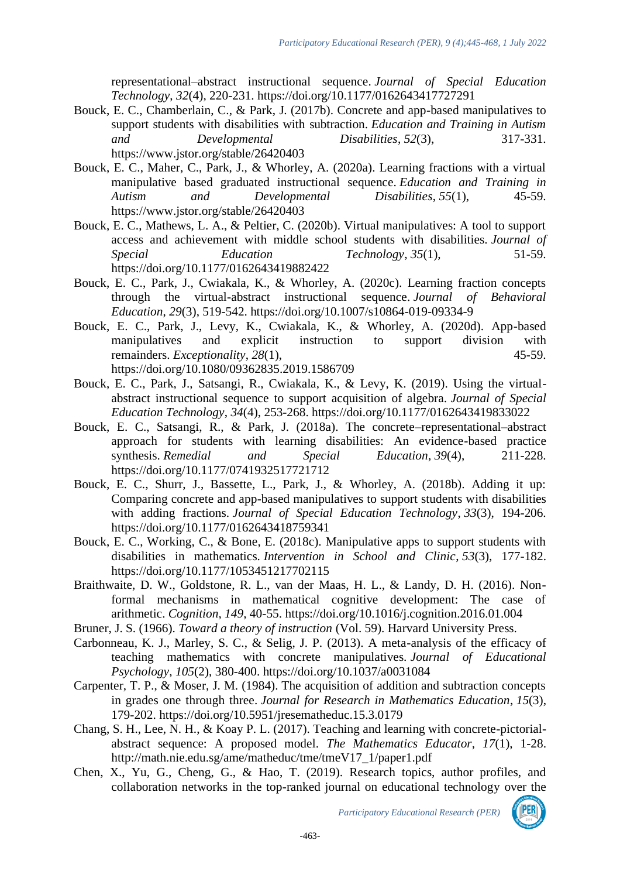representational–abstract instructional sequence. *Journal of Special Education Technology*, *32*(4), 220-231. https://doi.org/10.1177/0162643417727291

Bouck, E. C., Chamberlain, C., & Park, J. (2017b). Concrete and app-based manipulatives to support students with disabilities with subtraction. *Education and Training in Autism and Developmental Disabilities*, *52*(3), 317-331. https://www.jstor.org/stable/26420403

Bouck, E. C., Maher, C., Park, J., & Whorley, A. (2020a). Learning fractions with a virtual manipulative based graduated instructional sequence. *Education and Training in Autism and Developmental Disabilities*, *55*(1), 45-59. https://www.jstor.org/stable/26420403

Bouck, E. C., Mathews, L. A., & Peltier, C. (2020b). Virtual manipulatives: A tool to support access and achievement with middle school students with disabilities. *Journal of Special Education Technology*, *35*(1), 51-59. https://doi.org/10.1177/0162643419882422

Bouck, E. C., Park, J., Cwiakala, K., & Whorley, A. (2020c). Learning fraction concepts through the virtual-abstract instructional sequence. *Journal of Behavioral Education*, *29*(3), 519-542. https://doi.org/10.1007/s10864-019-09334-9

Bouck, E. C., Park, J., Levy, K., Cwiakala, K., & Whorley, A. (2020d). App-based manipulatives and explicit instruction to support division with remainders. *Exceptionality*, *28*(1), 45-59. https://doi.org/10.1080/09362835.2019.1586709

Bouck, E. C., Park, J., Satsangi, R., Cwiakala, K., & Levy, K. (2019). Using the virtual-abstract instructional sequence to support acquisition of algebra. *Journal of Special Education Technology*, *34*(4), 253-268. https://doi.org/10.1177/0162643419833022

Bouck, E. C., Satsangi, R., & Park, J. (2018a). The concrete–representational–abstract approach for students with learning disabilities: An evidence-based practice synthesis. *Remedial and Special Education*, *39*(4), 211-228. https://doi.org/10.1177/0741932517721712

Bouck, E. C., Shurr, J., Bassette, L., Park, J., & Whorley, A. (2018b). Adding it up: Comparing concrete and app-based manipulatives to support students with disabilities with adding fractions. *Journal of Special Education Technology*, *33*(3), 194-206. https://doi.org/10.1177/0162643418759341

Bouck, E. C., Working, C., & Bone, E. (2018c). Manipulative apps to support students with disabilities in mathematics. *Intervention in School and Clinic*, *53*(3), 177-182. https://doi.org/10.1177/1053451217702115

Braithwaite, D. W., Goldstone, R. L., van der Maas, H. L., & Landy, D. H. (2016). Non-formal mechanisms in mathematical cognitive development: The case of arithmetic. *Cognition*, *149*, 40-55. https://doi.org/10.1016/j.cognition.2016.01.004

Bruner, J. S. (1966). *Toward a theory of instruction* (Vol. 59). Harvard University Press.

Carbonneau, K. J., Marley, S. C., & Selig, J. P. (2013). A meta-analysis of the efficacy of teaching mathematics with concrete manipulatives. *Journal of Educational Psychology*, *105*(2), 380-400. https://doi.org/10.1037/a0031084

Carpenter, T. P., & Moser, J. M. (1984). The acquisition of addition and subtraction concepts in grades one through three. *Journal for Research in Mathematics Education*, *15*(3), 179-202. https://doi.org/10.5951/jresematheduc.15.3.0179

Chang, S. H., Lee, N. H., & Koay P. L. (2017). Teaching and learning with concrete-pictorial-abstract sequence: A proposed model. *The Mathematics Educator*, *17*(1), 1-28. http://math.nie.edu.sg/ame/matheduc/tme/tmeV17_1/paper1.pdf

Chen, X., Yu, G., Cheng, G., & Hao, T. (2019). Research topics, author profiles, and collaboration networks in the top-ranked journal on educational technology over the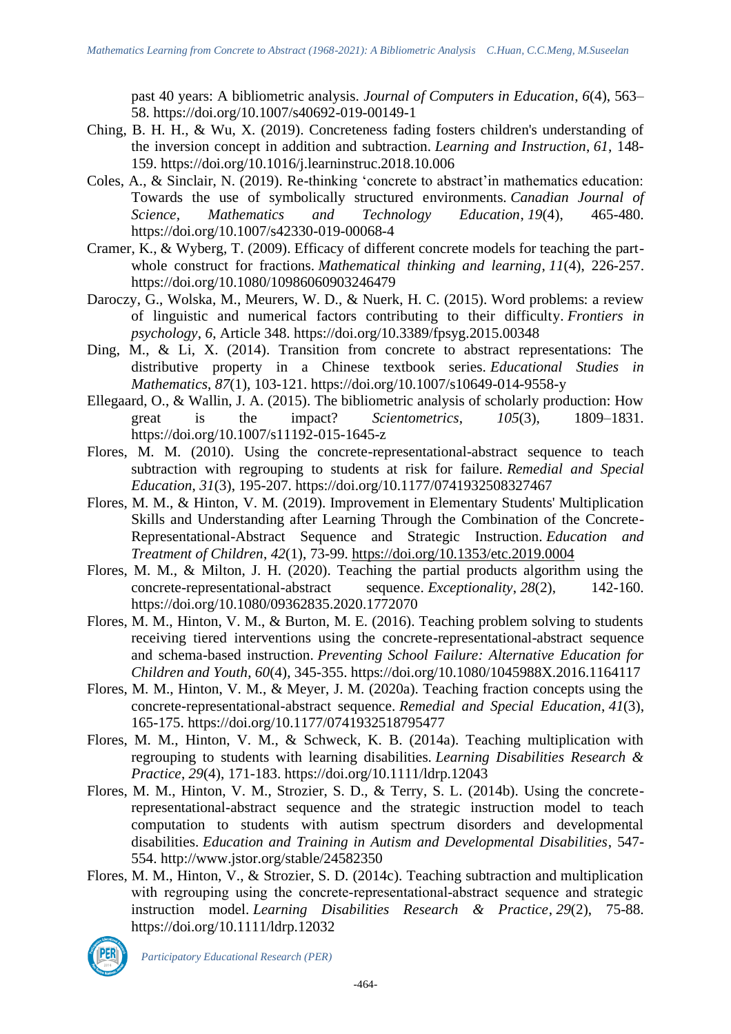past 40 years: A bibliometric analysis. *Journal of Computers in Education*, *6*(4), 563–58. https://doi.org/10.1007/s40692-019-00149-1

Ching, B. H. H., & Wu, X. (2019). Concreteness fading fosters children's understanding of the inversion concept in addition and subtraction. *Learning and Instruction*, *61*, 148-159. https://doi.org/10.1016/j.learninstruc.2018.10.006

Coles, A., & Sinclair, N. (2019). Re-thinking 'concrete to abstract'in mathematics education: Towards the use of symbolically structured environments. *Canadian Journal of Science, Mathematics and Technology Education*, *19*(4), 465-480. https://doi.org/10.1007/s42330-019-00068-4

Cramer, K., & Wyberg, T. (2009). Efficacy of different concrete models for teaching the part-whole construct for fractions. *Mathematical thinking and learning*, *11*(4), 226-257. https://doi.org/10.1080/10986060903246479

Daroczy, G., Wolska, M., Meurers, W. D., & Nuerk, H. C. (2015). Word problems: a review of linguistic and numerical factors contributing to their difficulty. *Frontiers in psychology*, *6*, Article 348. https://doi.org/10.3389/fpsyg.2015.00348

Ding, M., & Li, X. (2014). Transition from concrete to abstract representations: The distributive property in a Chinese textbook series. *Educational Studies in Mathematics*, *87*(1), 103-121. https://doi.org/10.1007/s10649-014-9558-y

Ellegaard, O., & Wallin, J. A. (2015). The bibliometric analysis of scholarly production: How great is the impact? *Scientometrics*, *105*(3), 1809–1831. https://doi.org/10.1007/s11192-015-1645-z

Flores, M. M. (2010). Using the concrete-representational-abstract sequence to teach subtraction with regrouping to students at risk for failure. *Remedial and Special Education*, *31*(3), 195-207. https://doi.org/10.1177/0741932508327467

Flores, M. M., & Hinton, V. M. (2019). Improvement in Elementary Students' Multiplication Skills and Understanding after Learning Through the Combination of the Concrete-Representational-Abstract Sequence and Strategic Instruction. *Education and Treatment of Children*, *42*(1), 73-99. https://doi.org/10.1353/etc.2019.0004

Flores, M. M., & Milton, J. H. (2020). Teaching the partial products algorithm using the concrete-representational-abstract sequence. *Exceptionality*, *28*(2), 142-160. https://doi.org/10.1080/09362835.2020.1772070

Flores, M. M., Hinton, V. M., & Burton, M. E. (2016). Teaching problem solving to students receiving tiered interventions using the concrete-representational-abstract sequence and schema-based instruction. *Preventing School Failure: Alternative Education for Children and Youth*, *60*(4), 345-355. https://doi.org/10.1080/1045988X.2016.1164117

Flores, M. M., Hinton, V. M., & Meyer, J. M. (2020a). Teaching fraction concepts using the concrete-representational-abstract sequence. *Remedial and Special Education*, *41*(3), 165-175. https://doi.org/10.1177/0741932518795477

Flores, M. M., Hinton, V. M., & Schweck, K. B. (2014a). Teaching multiplication with regrouping to students with learning disabilities. *Learning Disabilities Research & Practice*, *29*(4), 171-183. https://doi.org/10.1111/ldrp.12043

Flores, M. M., Hinton, V. M., Strozier, S. D., & Terry, S. L. (2014b). Using the concrete-representational-abstract sequence and the strategic instruction model to teach computation to students with autism spectrum disorders and developmental disabilities. *Education and Training in Autism and Developmental Disabilities*, 547-554. http://www.jstor.org/stable/24582350

Flores, M. M., Hinton, V., & Strozier, S. D. (2014c). Teaching subtraction and multiplication with regrouping using the concrete-representational-abstract sequence and strategic instruction model. *Learning Disabilities Research & Practice*, *29*(2), 75-88. https://doi.org/10.1111/ldrp.12032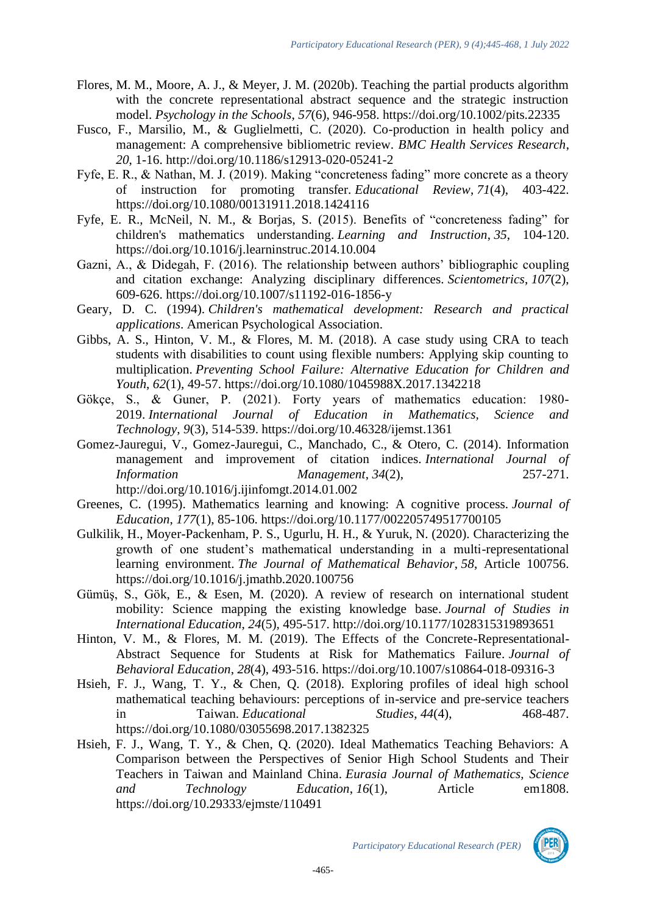Flores, M. M., Moore, A. J., & Meyer, J. M. (2020b). Teaching the partial products algorithm with the concrete representational abstract sequence and the strategic instruction model. *Psychology in the Schools*, *57*(6), 946-958. https://doi.org/10.1002/pits.22335

Fusco, F., Marsilio, M., & Guglielmetti, C. (2020). Co-production in health policy and management: A comprehensive bibliometric review. *BMC Health Services Research*, *20*, 1-16. http://doi.org/10.1186/s12913-020-05241-2

Fyfe, E. R., & Nathan, M. J. (2019). Making "concreteness fading" more concrete as a theory of instruction for promoting transfer. *Educational Review*, *71*(4), 403-422. https://doi.org/10.1080/00131911.2018.1424116

Fyfe, E. R., McNeil, N. M., & Borjas, S. (2015). Benefits of "concreteness fading" for children's mathematics understanding. *Learning and Instruction*, *35*, 104-120. https://doi.org/10.1016/j.learninstruc.2014.10.004

Gazni, A., & Didegah, F. (2016). The relationship between authors' bibliographic coupling and citation exchange: Analyzing disciplinary differences. *Scientometrics*, *107*(2), 609-626. https://doi.org/10.1007/s11192-016-1856-y

Geary, D. C. (1994). *Children's mathematical development: Research and practical applications*. American Psychological Association.

Gibbs, A. S., Hinton, V. M., & Flores, M. M. (2018). A case study using CRA to teach students with disabilities to count using flexible numbers: Applying skip counting to multiplication. *Preventing School Failure: Alternative Education for Children and Youth*, *62*(1), 49-57. https://doi.org/10.1080/1045988X.2017.1342218

Gökçe, S., & Guner, P. (2021). Forty years of mathematics education: 1980-2019. *International Journal of Education in Mathematics, Science and Technology*, *9*(3), 514-539. https://doi.org/10.46328/ijemst.1361

Gomez-Jauregui, V., Gomez-Jauregui, C., Manchado, C., & Otero, C. (2014). Information management and improvement of citation indices. *International Journal of Information Management*, *34*(2), 257-271. http://doi.org/10.1016/j.ijinfomgt.2014.01.002

Greenes, C. (1995). Mathematics learning and knowing: A cognitive process. *Journal of Education*, *177*(1), 85-106. https://doi.org/10.1177/002205749517700105

Gulkilik, H., Moyer-Packenham, P. S., Ugurlu, H. H., & Yuruk, N. (2020). Characterizing the growth of one student's mathematical understanding in a multi-representational learning environment. *The Journal of Mathematical Behavior*, *58*, Article 100756. https://doi.org/10.1016/j.jmathb.2020.100756

Gümüş, S., Gök, E., & Esen, M. (2020). A review of research on international student mobility: Science mapping the existing knowledge base. *Journal of Studies in International Education*, *24*(5), 495-517. http://doi.org/10.1177/1028315319893651

Hinton, V. M., & Flores, M. M. (2019). The Effects of the Concrete-Representational-Abstract Sequence for Students at Risk for Mathematics Failure. *Journal of Behavioral Education*, *28*(4), 493-516. https://doi.org/10.1007/s10864-018-09316-3

Hsieh, F. J., Wang, T. Y., & Chen, Q. (2018). Exploring profiles of ideal high school mathematical teaching behaviours: perceptions of in-service and pre-service teachers in Taiwan. *Educational Studies*, *44*(4), 468-487. https://doi.org/10.1080/03055698.2017.1382325

Hsieh, F. J., Wang, T. Y., & Chen, Q. (2020). Ideal Mathematics Teaching Behaviors: A Comparison between the Perspectives of Senior High School Students and Their Teachers in Taiwan and Mainland China. *Eurasia Journal of Mathematics, Science and Technology Education*, *16*(1), Article em1808. https://doi.org/10.29333/ejmste/110491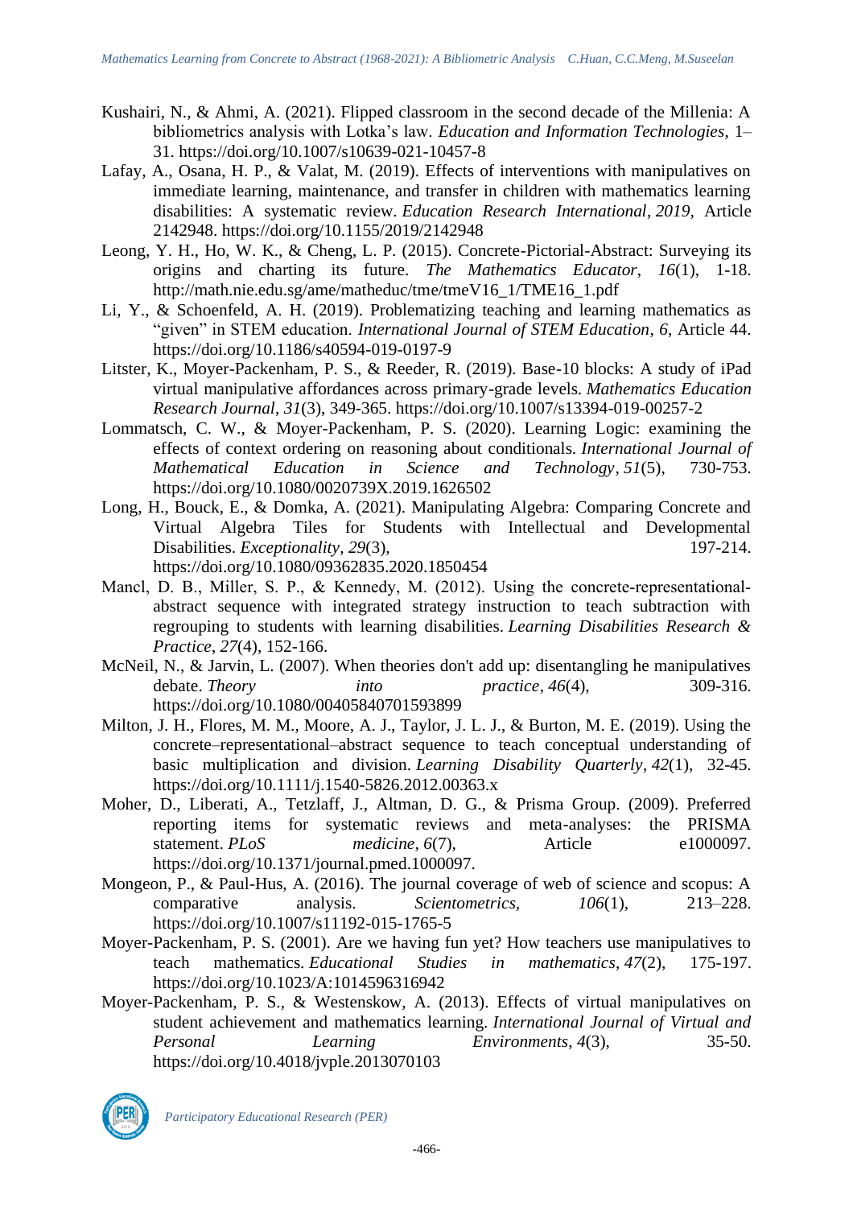Kushairi, N., & Ahmi, A. (2021). Flipped classroom in the second decade of the Millenia: A bibliometrics analysis with Lotka's law. *Education and Information Technologies*, 1–31. https://doi.org/10.1007/s10639-021-10457-8

Lafay, A., Osana, H. P., & Valat, M. (2019). Effects of interventions with manipulatives on immediate learning, maintenance, and transfer in children with mathematics learning disabilities: A systematic review. *Education Research International*, *2019*, Article 2142948. https://doi.org/10.1155/2019/2142948

Leong, Y. H., Ho, W. K., & Cheng, L. P. (2015). Concrete-Pictorial-Abstract: Surveying its origins and charting its future. *The Mathematics Educator*, *16*(1), 1-18. http://math.nie.edu.sg/ame/matheduc/tme/tmeV16_1/TME16_1.pdf

Li, Y., & Schoenfeld, A. H. (2019). Problematizing teaching and learning mathematics as "given" in STEM education. *International Journal of STEM Education*, *6*, Article 44. https://doi.org/10.1186/s40594-019-0197-9

Litster, K., Moyer-Packenham, P. S., & Reeder, R. (2019). Base-10 blocks: A study of iPad virtual manipulative affordances across primary-grade levels. *Mathematics Education Research Journal*, *31*(3), 349-365. https://doi.org/10.1007/s13394-019-00257-2

Lommatsch, C. W., & Moyer-Packenham, P. S. (2020). Learning Logic: examining the effects of context ordering on reasoning about conditionals. *International Journal of Mathematical Education in Science and Technology*, *51*(5), 730-753. https://doi.org/10.1080/0020739X.2019.1626502

Long, H., Bouck, E., & Domka, A. (2021). Manipulating Algebra: Comparing Concrete and Virtual Algebra Tiles for Students with Intellectual and Developmental Disabilities. *Exceptionality*, *29*(3), 197-214. https://doi.org/10.1080/09362835.2020.1850454

Mancl, D. B., Miller, S. P., & Kennedy, M. (2012). Using the concrete-representational-abstract sequence with integrated strategy instruction to teach subtraction with regrouping to students with learning disabilities. *Learning Disabilities Research & Practice*, *27*(4), 152-166.

McNeil, N., & Jarvin, L. (2007). When theories don't add up: disentangling he manipulatives debate. *Theory into practice*, *46*(4), 309-316. https://doi.org/10.1080/00405840701593899

Milton, J. H., Flores, M. M., Moore, A. J., Taylor, J. L. J., & Burton, M. E. (2019). Using the concrete–representational–abstract sequence to teach conceptual understanding of basic multiplication and division. *Learning Disability Quarterly*, *42*(1), 32-45. https://doi.org/10.1111/j.1540-5826.2012.00363.x

Moher, D., Liberati, A., Tetzlaff, J., Altman, D. G., & Prisma Group. (2009). Preferred reporting items for systematic reviews and meta-analyses: the PRISMA statement. *PLoS medicine*, *6*(7), Article e1000097. https://doi.org/10.1371/journal.pmed.1000097.

Mongeon, P., & Paul-Hus, A. (2016). The journal coverage of web of science and scopus: A comparative analysis. *Scientometrics*, *106*(1), 213–228. https://doi.org/10.1007/s11192-015-1765-5

Moyer-Packenham, P. S. (2001). Are we having fun yet? How teachers use manipulatives to teach mathematics. *Educational Studies in mathematics*, *47*(2), 175-197. https://doi.org/10.1023/A:1014596316942

Moyer-Packenham, P. S., & Westenskow, A. (2013). Effects of virtual manipulatives on student achievement and mathematics learning. *International Journal of Virtual and Personal Learning Environments*, *4*(3), 35-50. https://doi.org/10.4018/jvple.2013070103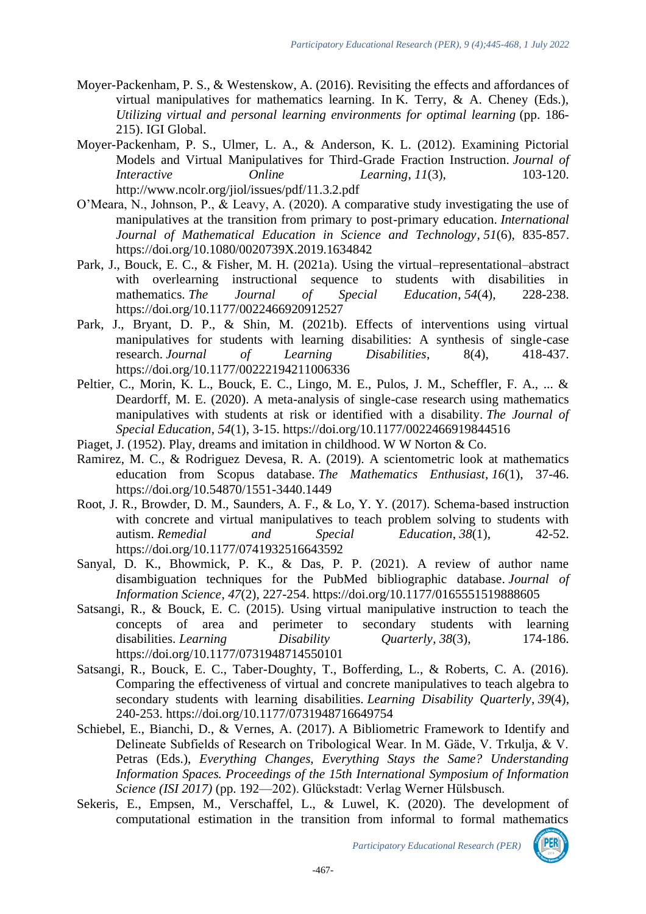Moyer-Packenham, P. S., & Westenskow, A. (2016). Revisiting the effects and affordances of virtual manipulatives for mathematics learning. In K. Terry, & A. Cheney (Eds.), *Utilizing virtual and personal learning environments for optimal learning* (pp. 186-215). IGI Global.

Moyer-Packenham, P. S., Ulmer, L. A., & Anderson, K. L. (2012). Examining Pictorial Models and Virtual Manipulatives for Third-Grade Fraction Instruction. *Journal of Interactive Online Learning*, *11*(3), 103-120. http://www.ncolr.org/jiol/issues/pdf/11.3.2.pdf

O'Meara, N., Johnson, P., & Leavy, A. (2020). A comparative study investigating the use of manipulatives at the transition from primary to post-primary education. *International Journal of Mathematical Education in Science and Technology*, *51*(6), 835-857. https://doi.org/10.1080/0020739X.2019.1634842

Park, J., Bouck, E. C., & Fisher, M. H. (2021a). Using the virtual–representational–abstract with overlearning instructional sequence to students with disabilities in mathematics. *The Journal of Special Education*, *54*(4), 228-238. https://doi.org/10.1177/0022466920912527

Park, J., Bryant, D. P., & Shin, M. (2021b). Effects of interventions using virtual manipulatives for students with learning disabilities: A synthesis of single-case research. *Journal of Learning Disabilities*, 8(4), 418-437. https://doi.org/10.1177/00222194211006336

Peltier, C., Morin, K. L., Bouck, E. C., Lingo, M. E., Pulos, J. M., Scheffler, F. A., ... & Deardorff, M. E. (2020). A meta-analysis of single-case research using mathematics manipulatives with students at risk or identified with a disability. *The Journal of Special Education*, *54*(1), 3-15. https://doi.org/10.1177/0022466919844516

Piaget, J. (1952). Play, dreams and imitation in childhood. W W Norton & Co.

Ramirez, M. C., & Rodriguez Devesa, R. A. (2019). A scientometric look at mathematics education from Scopus database. *The Mathematics Enthusiast*, *16*(1), 37-46. https://doi.org/10.54870/1551-3440.1449

Root, J. R., Browder, D. M., Saunders, A. F., & Lo, Y. Y. (2017). Schema-based instruction with concrete and virtual manipulatives to teach problem solving to students with autism. *Remedial and Special Education*, *38*(1), 42-52. https://doi.org/10.1177/0741932516643592

Sanyal, D. K., Bhowmick, P. K., & Das, P. P. (2021). A review of author name disambiguation techniques for the PubMed bibliographic database. *Journal of Information Science*, *47*(2), 227-254. https://doi.org/10.1177/0165551519888605

Satsangi, R., & Bouck, E. C. (2015). Using virtual manipulative instruction to teach the concepts of area and perimeter to secondary students with learning disabilities. *Learning Disability Quarterly*, *38*(3), 174-186. https://doi.org/10.1177/0731948714550101

Satsangi, R., Bouck, E. C., Taber-Doughty, T., Bofferding, L., & Roberts, C. A. (2016). Comparing the effectiveness of virtual and concrete manipulatives to teach algebra to secondary students with learning disabilities. *Learning Disability Quarterly*, *39*(4), 240-253. https://doi.org/10.1177/0731948716649754

Schiebel, E., Bianchi, D., & Vernes, A. (2017). A Bibliometric Framework to Identify and Delineate Subfields of Research on Tribological Wear. In M. Gäde, V. Trkulja, & V. Petras (Eds.), *Everything Changes, Everything Stays the Same? Understanding Information Spaces. Proceedings of the 15th International Symposium of Information Science (ISI 2017)* (pp. 192—202). Glückstadt: Verlag Werner Hülsbusch.

Sekeris, E., Empsen, M., Verschaffel, L., & Luwel, K. (2020). The development of computational estimation in the transition from informal to formal mathematics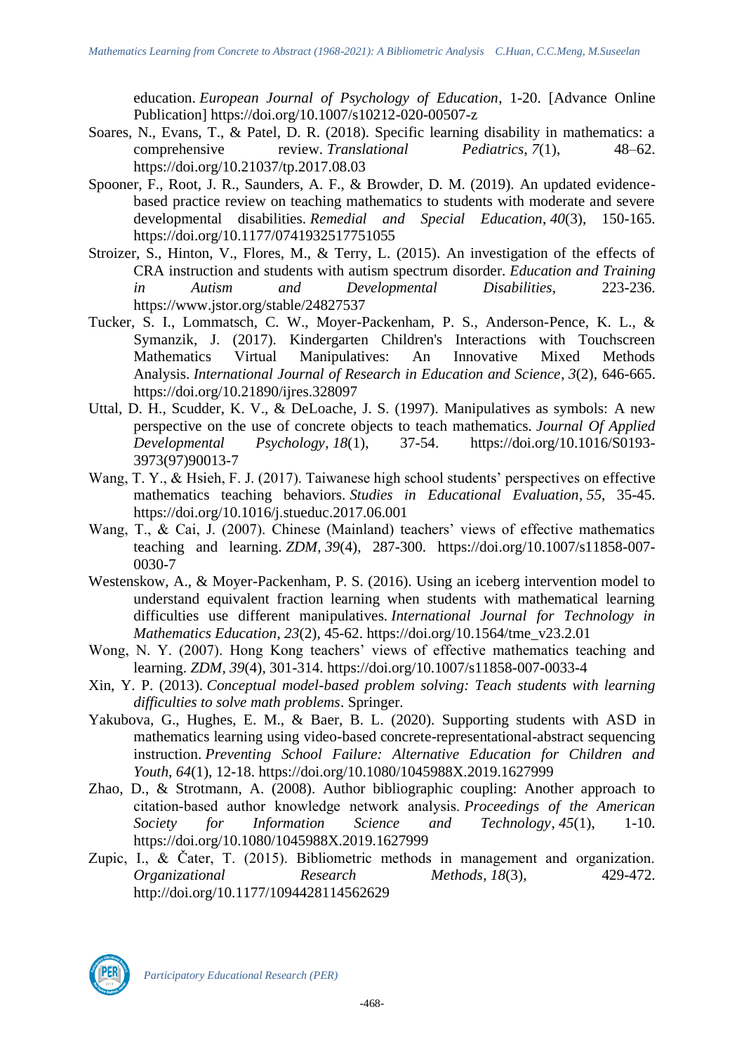education. *European Journal of Psychology of Education*, 1-20. [Advance Online Publication] https://doi.org/10.1007/s10212-020-00507-z

Soares, N., Evans, T., & Patel, D. R. (2018). Specific learning disability in mathematics: a comprehensive review. *Translational Pediatrics*, *7*(1), 48–62. https://doi.org/10.21037/tp.2017.08.03

Spooner, F., Root, J. R., Saunders, A. F., & Browder, D. M. (2019). An updated evidence-based practice review on teaching mathematics to students with moderate and severe developmental disabilities. *Remedial and Special Education*, *40*(3), 150-165. https://doi.org/10.1177/0741932517751055

Stroizer, S., Hinton, V., Flores, M., & Terry, L. (2015). An investigation of the effects of CRA instruction and students with autism spectrum disorder. *Education and Training in Autism and Developmental Disabilities*, 223-236. https://www.jstor.org/stable/24827537

Tucker, S. I., Lommatsch, C. W., Moyer-Packenham, P. S., Anderson-Pence, K. L., & Symanzik, J. (2017). Kindergarten Children's Interactions with Touchscreen Mathematics Virtual Manipulatives: An Innovative Mixed Methods Analysis. *International Journal of Research in Education and Science*, *3*(2), 646-665. https://doi.org/10.21890/ijres.328097

Uttal, D. H., Scudder, K. V., & DeLoache, J. S. (1997). Manipulatives as symbols: A new perspective on the use of concrete objects to teach mathematics. *Journal Of Applied Developmental Psychology*, *18*(1), 37-54. https://doi.org/10.1016/S0193-3973(97)90013-7

Wang, T. Y., & Hsieh, F. J. (2017). Taiwanese high school students' perspectives on effective mathematics teaching behaviors. *Studies in Educational Evaluation*, *55*, 35-45. https://doi.org/10.1016/j.stueduc.2017.06.001

Wang, T., & Cai, J. (2007). Chinese (Mainland) teachers' views of effective mathematics teaching and learning. *ZDM*, *39*(4), 287-300. https://doi.org/10.1007/s11858-007-0030-7

Westenskow, A., & Moyer-Packenham, P. S. (2016). Using an iceberg intervention model to understand equivalent fraction learning when students with mathematical learning difficulties use different manipulatives. *International Journal for Technology in Mathematics Education*, *23*(2), 45-62. https://doi.org/10.1564/tme_v23.2.01

Wong, N. Y. (2007). Hong Kong teachers' views of effective mathematics teaching and learning. *ZDM*, *39*(4), 301-314. https://doi.org/10.1007/s11858-007-0033-4

Xin, Y. P. (2013). *Conceptual model-based problem solving: Teach students with learning difficulties to solve math problems*. Springer.

Yakubova, G., Hughes, E. M., & Baer, B. L. (2020). Supporting students with ASD in mathematics learning using video-based concrete-representational-abstract sequencing instruction. *Preventing School Failure: Alternative Education for Children and Youth*, *64*(1), 12-18. https://doi.org/10.1080/1045988X.2019.1627999

Zhao, D., & Strotmann, A. (2008). Author bibliographic coupling: Another approach to citation-based author knowledge network analysis. *Proceedings of the American Society for Information Science and Technology*, *45*(1), 1-10. https://doi.org/10.1080/1045988X.2019.1627999

Zupic, I., & Čater, T. (2015). Bibliometric methods in management and organization. *Organizational Research Methods*, *18*(3), 429-472. http://doi.org/10.1177/1094428114562629